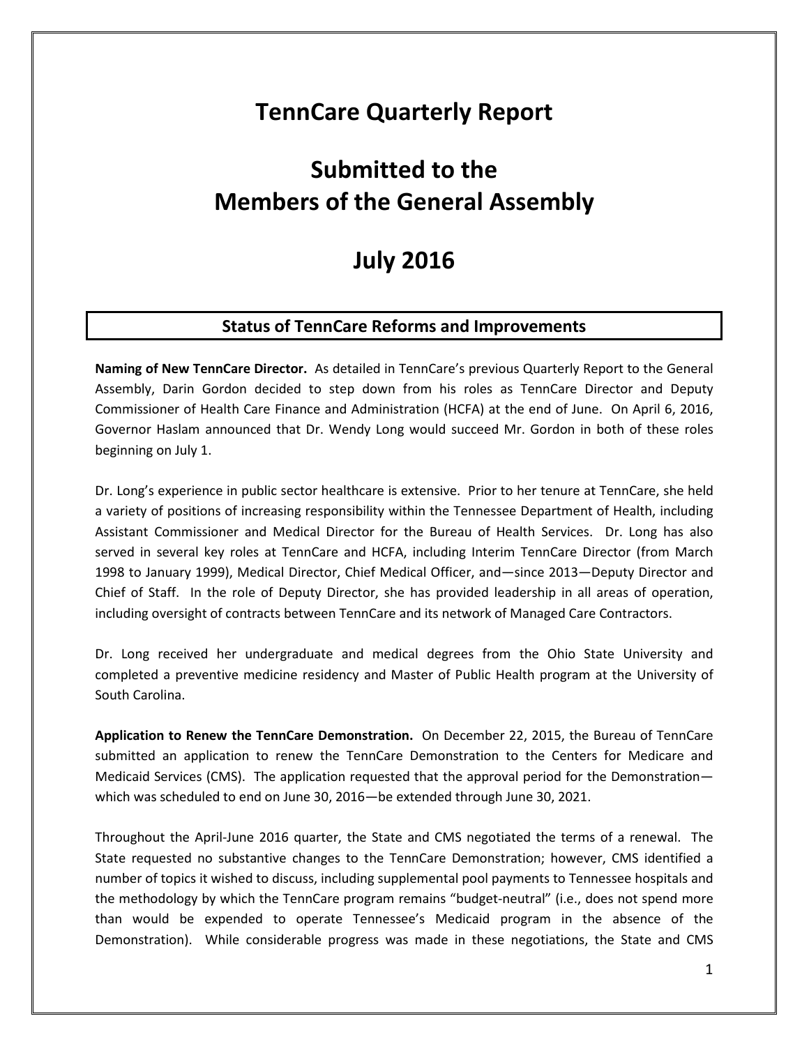# TennCare Quarterly Report

# Submitted to the Members of the General Assembly

# July 2016

## Status of TennCare Reforms and Improvements

**Naming of New TennCare Director.** As detailed in TennCare's previous Quarterly Report to the General Assembly, Darin Gordon decided to step down from his roles as TennCare Director and Deputy Commissioner of Health Care Finance and Administration (HCFA) at the end of June. On April 6, 2016, Governor Haslam announced that Dr. Wendy Long would succeed Mr. Gordon in both of these roles beginning on July 1.

Dr. Long's experience in public sector healthcare is extensive. Prior to her tenure at TennCare, she held a variety of positions of increasing responsibility within the Tennessee Department of Health, including Assistant Commissioner and Medical Director for the Bureau of Health Services. Dr. Long has also served in several key roles at TennCare and HCFA, including Interim TennCare Director (from March 1998 to January 1999), Medical Director, Chief Medical Officer, and—since 2013—Deputy Director and Chief of Staff. In the role of Deputy Director, she has provided leadership in all areas of operation, including oversight of contracts between TennCare and its network of Managed Care Contractors.

Dr. Long received her undergraduate and medical degrees from the Ohio State University and completed a preventive medicine residency and Master of Public Health program at the University of South Carolina.

**Application to Renew the TennCare Demonstration.** On December 22, 2015, the Bureau of TennCare submitted an application to renew the TennCare Demonstration to the Centers for Medicare and Medicaid Services (CMS). The application requested that the approval period for the Demonstration—which was scheduled to end on June 30, 2016—be extended through June 30, 2021.

Throughout the April-June 2016 quarter, the State and CMS negotiated the terms of a renewal. The State requested no substantive changes to the TennCare Demonstration; however, CMS identified a number of topics it wished to discuss, including supplemental pool payments to Tennessee hospitals and the methodology by which the TennCare program remains "budget-neutral" (i.e., does not spend more than would be expended to operate Tennessee's Medicaid program in the absence of the Demonstration). While considerable progress was made in these negotiations, the State and CMS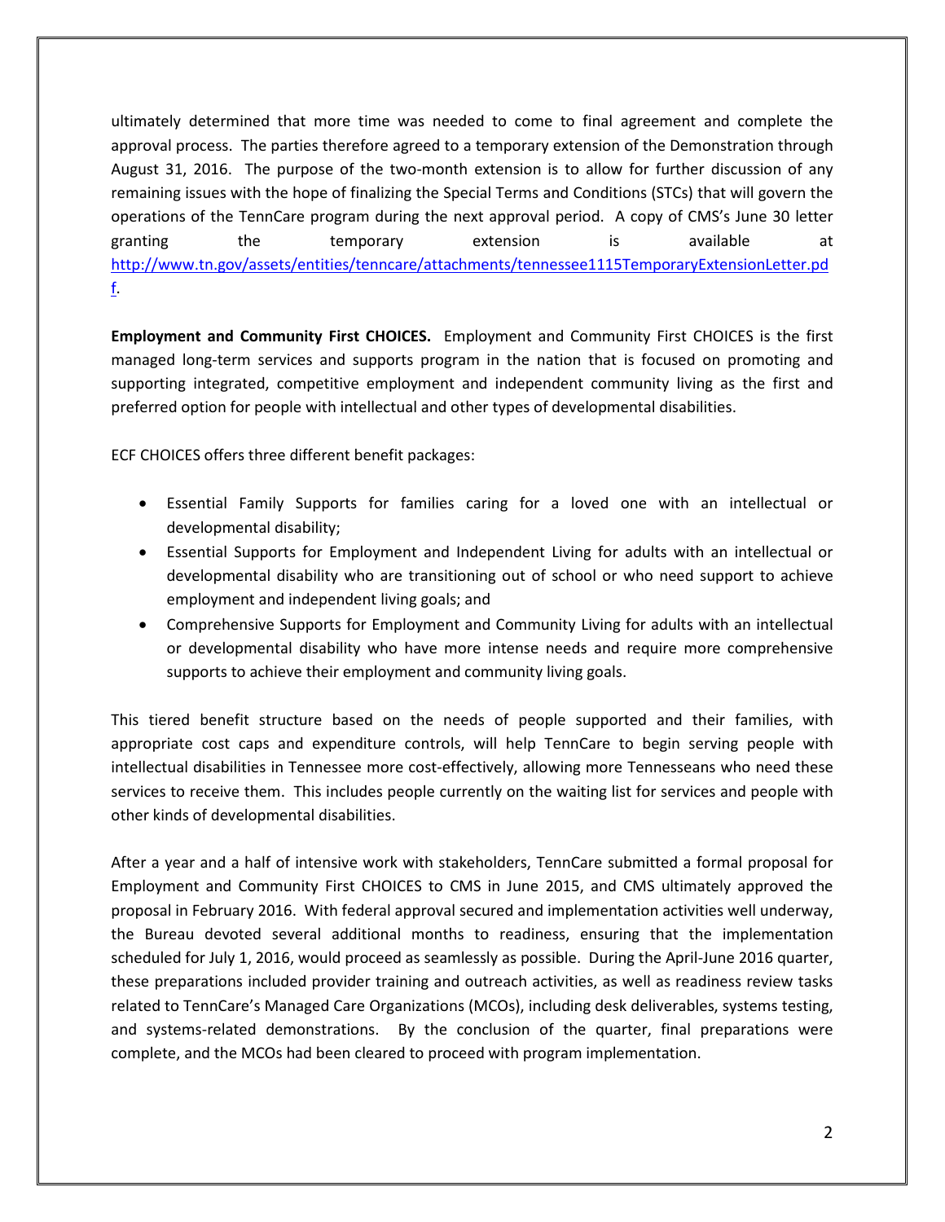ultimately determined that more time was needed to come to final agreement and complete the approval process. The parties therefore agreed to a temporary extension of the Demonstration through August 31, 2016. The purpose of the two-month extension is to allow for further discussion of any remaining issues with the hope of finalizing the Special Terms and Conditions (STCs) that will govern the operations of the TennCare program during the next approval period. A copy of CMS's June 30 letter granting the temporary extension is available at http://www.tn.gov/assets/entities/tenncare/attachments/tennessee1115TemporaryExtensionLetter.pdf.

**Employment and Community First CHOICES.** Employment and Community First CHOICES is the first managed long-term services and supports program in the nation that is focused on promoting and supporting integrated, competitive employment and independent community living as the first and preferred option for people with intellectual and other types of developmental disabilities.

ECF CHOICES offers three different benefit packages:

- Essential Family Supports for families caring for a loved one with an intellectual or developmental disability;
- Essential Supports for Employment and Independent Living for adults with an intellectual or developmental disability who are transitioning out of school or who need support to achieve employment and independent living goals; and
- Comprehensive Supports for Employment and Community Living for adults with an intellectual or developmental disability who have more intense needs and require more comprehensive supports to achieve their employment and community living goals.

This tiered benefit structure based on the needs of people supported and their families, with appropriate cost caps and expenditure controls, will help TennCare to begin serving people with intellectual disabilities in Tennessee more cost-effectively, allowing more Tennesseans who need these services to receive them. This includes people currently on the waiting list for services and people with other kinds of developmental disabilities.

After a year and a half of intensive work with stakeholders, TennCare submitted a formal proposal for Employment and Community First CHOICES to CMS in June 2015, and CMS ultimately approved the proposal in February 2016. With federal approval secured and implementation activities well underway, the Bureau devoted several additional months to readiness, ensuring that the implementation scheduled for July 1, 2016, would proceed as seamlessly as possible. During the April-June 2016 quarter, these preparations included provider training and outreach activities, as well as readiness review tasks related to TennCare's Managed Care Organizations (MCOs), including desk deliverables, systems testing, and systems-related demonstrations. By the conclusion of the quarter, final preparations were complete, and the MCOs had been cleared to proceed with program implementation.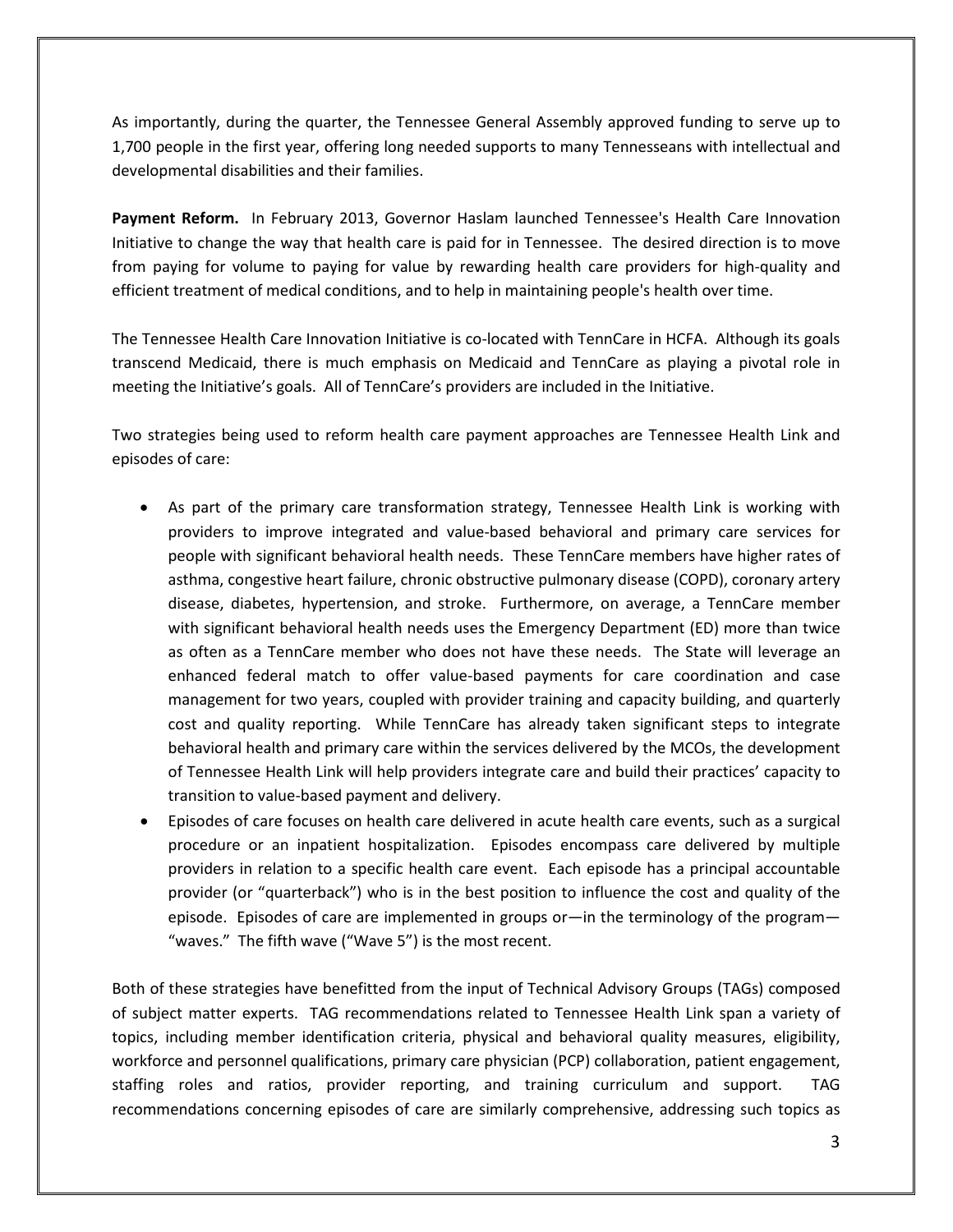As importantly, during the quarter, the Tennessee General Assembly approved funding to serve up to 1,700 people in the first year, offering long needed supports to many Tennesseans with intellectual and developmental disabilities and their families.

**Payment Reform.** In February 2013, Governor Haslam launched Tennessee's Health Care Innovation Initiative to change the way that health care is paid for in Tennessee. The desired direction is to move from paying for volume to paying for value by rewarding health care providers for high-quality and efficient treatment of medical conditions, and to help in maintaining people's health over time.

The Tennessee Health Care Innovation Initiative is co-located with TennCare in HCFA. Although its goals transcend Medicaid, there is much emphasis on Medicaid and TennCare as playing a pivotal role in meeting the Initiative's goals. All of TennCare's providers are included in the Initiative.

Two strategies being used to reform health care payment approaches are Tennessee Health Link and episodes of care:

- As part of the primary care transformation strategy, Tennessee Health Link is working with providers to improve integrated and value-based behavioral and primary care services for people with significant behavioral health needs. These TennCare members have higher rates of asthma, congestive heart failure, chronic obstructive pulmonary disease (COPD), coronary artery disease, diabetes, hypertension, and stroke. Furthermore, on average, a TennCare member with significant behavioral health needs uses the Emergency Department (ED) more than twice as often as a TennCare member who does not have these needs. The State will leverage an enhanced federal match to offer value-based payments for care coordination and case management for two years, coupled with provider training and capacity building, and quarterly cost and quality reporting. While TennCare has already taken significant steps to integrate behavioral health and primary care within the services delivered by the MCOs, the development of Tennessee Health Link will help providers integrate care and build their practices' capacity to transition to value-based payment and delivery.
- Episodes of care focuses on health care delivered in acute health care events, such as a surgical procedure or an inpatient hospitalization. Episodes encompass care delivered by multiple providers in relation to a specific health care event. Each episode has a principal accountable provider (or "quarterback") who is in the best position to influence the cost and quality of the episode. Episodes of care are implemented in groups or—in the terminology of the program—"waves." The fifth wave ("Wave 5") is the most recent.

Both of these strategies have benefitted from the input of Technical Advisory Groups (TAGs) composed of subject matter experts. TAG recommendations related to Tennessee Health Link span a variety of topics, including member identification criteria, physical and behavioral quality measures, eligibility, workforce and personnel qualifications, primary care physician (PCP) collaboration, patient engagement, staffing roles and ratios, provider reporting, and training curriculum and support. TAG recommendations concerning episodes of care are similarly comprehensive, addressing such topics as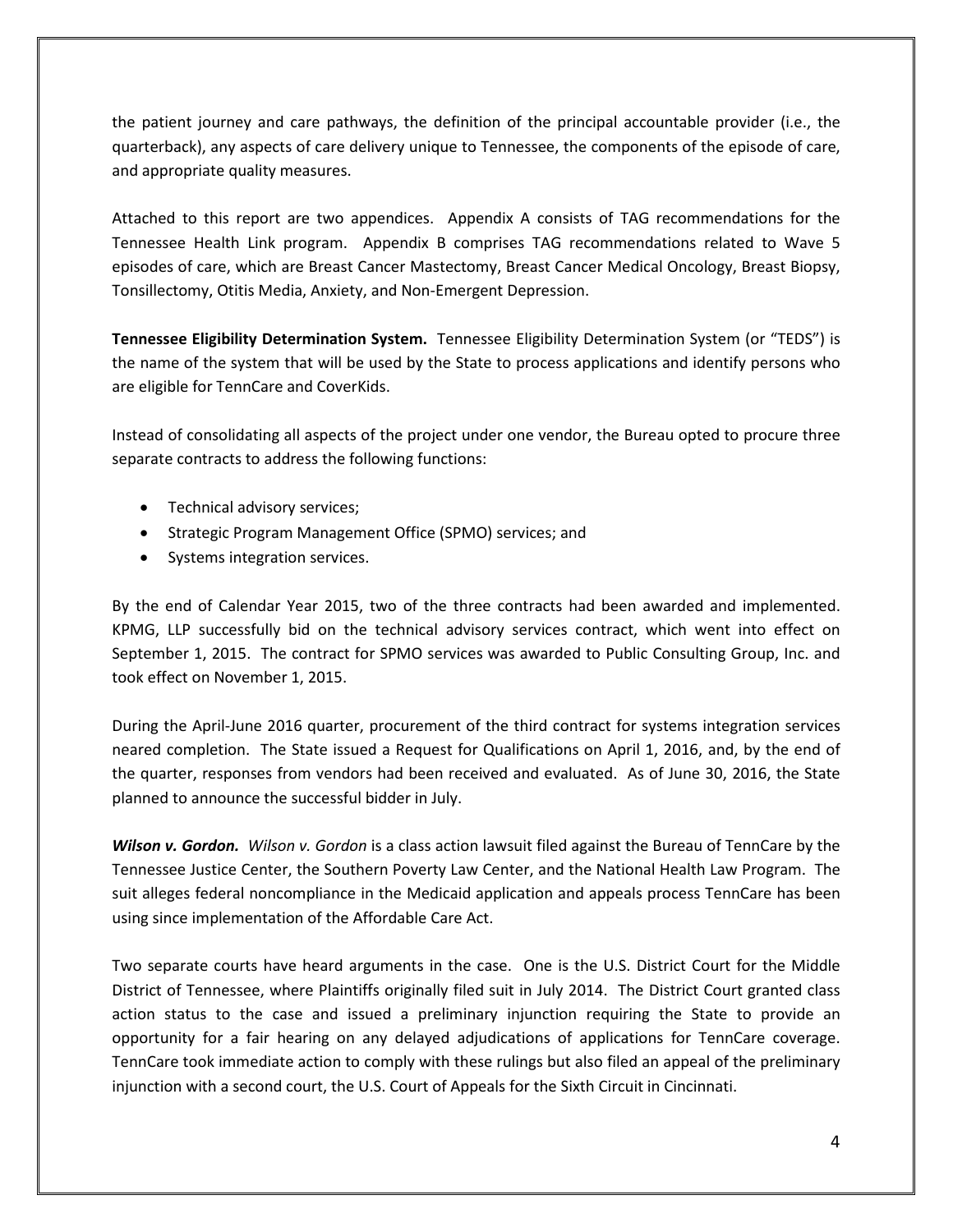the patient journey and care pathways, the definition of the principal accountable provider (i.e., the quarterback), any aspects of care delivery unique to Tennessee, the components of the episode of care, and appropriate quality measures.

Attached to this report are two appendices. Appendix A consists of TAG recommendations for the Tennessee Health Link program. Appendix B comprises TAG recommendations related to Wave 5 episodes of care, which are Breast Cancer Mastectomy, Breast Cancer Medical Oncology, Breast Biopsy, Tonsillectomy, Otitis Media, Anxiety, and Non-Emergent Depression.

**Tennessee Eligibility Determination System.** Tennessee Eligibility Determination System (or "TEDS") is the name of the system that will be used by the State to process applications and identify persons who are eligible for TennCare and CoverKids.

Instead of consolidating all aspects of the project under one vendor, the Bureau opted to procure three separate contracts to address the following functions:

- Technical advisory services;
- Strategic Program Management Office (SPMO) services; and
- Systems integration services.

By the end of Calendar Year 2015, two of the three contracts had been awarded and implemented. KPMG, LLP successfully bid on the technical advisory services contract, which went into effect on September 1, 2015. The contract for SPMO services was awarded to Public Consulting Group, Inc. and took effect on November 1, 2015.

During the April-June 2016 quarter, procurement of the third contract for systems integration services neared completion. The State issued a Request for Qualifications on April 1, 2016, and, by the end of the quarter, responses from vendors had been received and evaluated. As of June 30, 2016, the State planned to announce the successful bidder in July.

***Wilson v. Gordon.*** *Wilson v. Gordon* is a class action lawsuit filed against the Bureau of TennCare by the Tennessee Justice Center, the Southern Poverty Law Center, and the National Health Law Program. The suit alleges federal noncompliance in the Medicaid application and appeals process TennCare has been using since implementation of the Affordable Care Act.

Two separate courts have heard arguments in the case. One is the U.S. District Court for the Middle District of Tennessee, where Plaintiffs originally filed suit in July 2014. The District Court granted class action status to the case and issued a preliminary injunction requiring the State to provide an opportunity for a fair hearing on any delayed adjudications of applications for TennCare coverage. TennCare took immediate action to comply with these rulings but also filed an appeal of the preliminary injunction with a second court, the U.S. Court of Appeals for the Sixth Circuit in Cincinnati.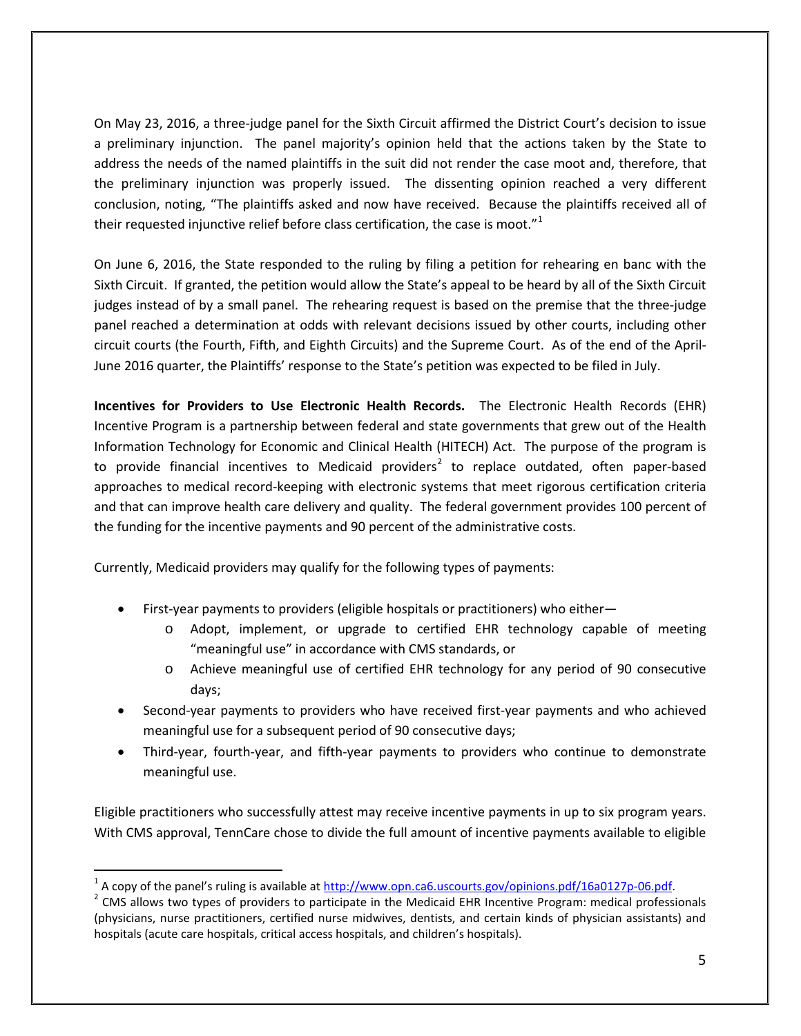On May 23, 2016, a three-judge panel for the Sixth Circuit affirmed the District Court's decision to issue a preliminary injunction. The panel majority's opinion held that the actions taken by the State to address the needs of the named plaintiffs in the suit did not render the case moot and, therefore, that the preliminary injunction was properly issued. The dissenting opinion reached a very different conclusion, noting, "The plaintiffs asked and now have received. Because the plaintiffs received all of their requested injunctive relief before class certification, the case is moot."[1]

On June 6, 2016, the State responded to the ruling by filing a petition for rehearing en banc with the Sixth Circuit. If granted, the petition would allow the State's appeal to be heard by all of the Sixth Circuit judges instead of by a small panel. The rehearing request is based on the premise that the three-judge panel reached a determination at odds with relevant decisions issued by other courts, including other circuit courts (the Fourth, Fifth, and Eighth Circuits) and the Supreme Court. As of the end of the April-June 2016 quarter, the Plaintiffs' response to the State's petition was expected to be filed in July.

**Incentives for Providers to Use Electronic Health Records.** The Electronic Health Records (EHR) Incentive Program is a partnership between federal and state governments that grew out of the Health Information Technology for Economic and Clinical Health (HITECH) Act. The purpose of the program is to provide financial incentives to Medicaid providers[2] to replace outdated, often paper-based approaches to medical record-keeping with electronic systems that meet rigorous certification criteria and that can improve health care delivery and quality. The federal government provides 100 percent of the funding for the incentive payments and 90 percent of the administrative costs.

Currently, Medicaid providers may qualify for the following types of payments:

- First-year payments to providers (eligible hospitals or practitioners) who either—
  - Adopt, implement, or upgrade to certified EHR technology capable of meeting "meaningful use" in accordance with CMS standards, or
  - Achieve meaningful use of certified EHR technology for any period of 90 consecutive days;
- Second-year payments to providers who have received first-year payments and who achieved meaningful use for a subsequent period of 90 consecutive days;
- Third-year, fourth-year, and fifth-year payments to providers who continue to demonstrate meaningful use.

Eligible practitioners who successfully attest may receive incentive payments in up to six program years. With CMS approval, TennCare chose to divide the full amount of incentive payments available to eligible

---

[1] A copy of the panel's ruling is available at http://www.opn.ca6.uscourts.gov/opinions.pdf/16a0127p-06.pdf.

[2] CMS allows two types of providers to participate in the Medicaid EHR Incentive Program: medical professionals (physicians, nurse practitioners, certified nurse midwives, dentists, and certain kinds of physician assistants) and hospitals (acute care hospitals, critical access hospitals, and children's hospitals).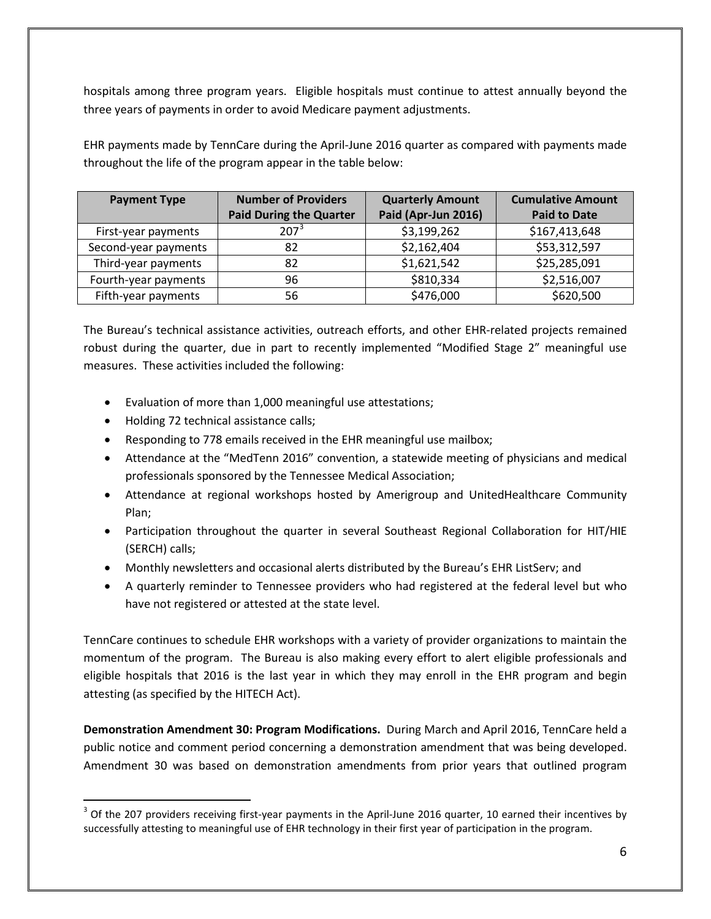hospitals among three program years. Eligible hospitals must continue to attest annually beyond the three years of payments in order to avoid Medicare payment adjustments.

EHR payments made by TennCare during the April-June 2016 quarter as compared with payments made throughout the life of the program appear in the table below:

| Payment Type | Number of Providers Paid During the Quarter | Quarterly Amount Paid (Apr-Jun 2016) | Cumulative Amount Paid to Date |
|---|---|---|---|
| First-year payments | 207[3] | $3,199,262 | $167,413,648 |
| Second-year payments | 82 | $2,162,404 | $53,312,597 |
| Third-year payments | 82 | $1,621,542 | $25,285,091 |
| Fourth-year payments | 96 | $810,334 | $2,516,007 |
| Fifth-year payments | 56 | $476,000 | $620,500 |

The Bureau's technical assistance activities, outreach efforts, and other EHR-related projects remained robust during the quarter, due in part to recently implemented "Modified Stage 2" meaningful use measures. These activities included the following:

- Evaluation of more than 1,000 meaningful use attestations;
- Holding 72 technical assistance calls;
- Responding to 778 emails received in the EHR meaningful use mailbox;
- Attendance at the "MedTenn 2016" convention, a statewide meeting of physicians and medical professionals sponsored by the Tennessee Medical Association;
- Attendance at regional workshops hosted by Amerigroup and UnitedHealthcare Community Plan;
- Participation throughout the quarter in several Southeast Regional Collaboration for HIT/HIE (SERCH) calls;
- Monthly newsletters and occasional alerts distributed by the Bureau's EHR ListServ; and
- A quarterly reminder to Tennessee providers who had registered at the federal level but who have not registered or attested at the state level.

TennCare continues to schedule EHR workshops with a variety of provider organizations to maintain the momentum of the program. The Bureau is also making every effort to alert eligible professionals and eligible hospitals that 2016 is the last year in which they may enroll in the EHR program and begin attesting (as specified by the HITECH Act).

**Demonstration Amendment 30: Program Modifications.** During March and April 2016, TennCare held a public notice and comment period concerning a demonstration amendment that was being developed. Amendment 30 was based on demonstration amendments from prior years that outlined program

[3] Of the 207 providers receiving first-year payments in the April-June 2016 quarter, 10 earned their incentives by successfully attesting to meaningful use of EHR technology in their first year of participation in the program.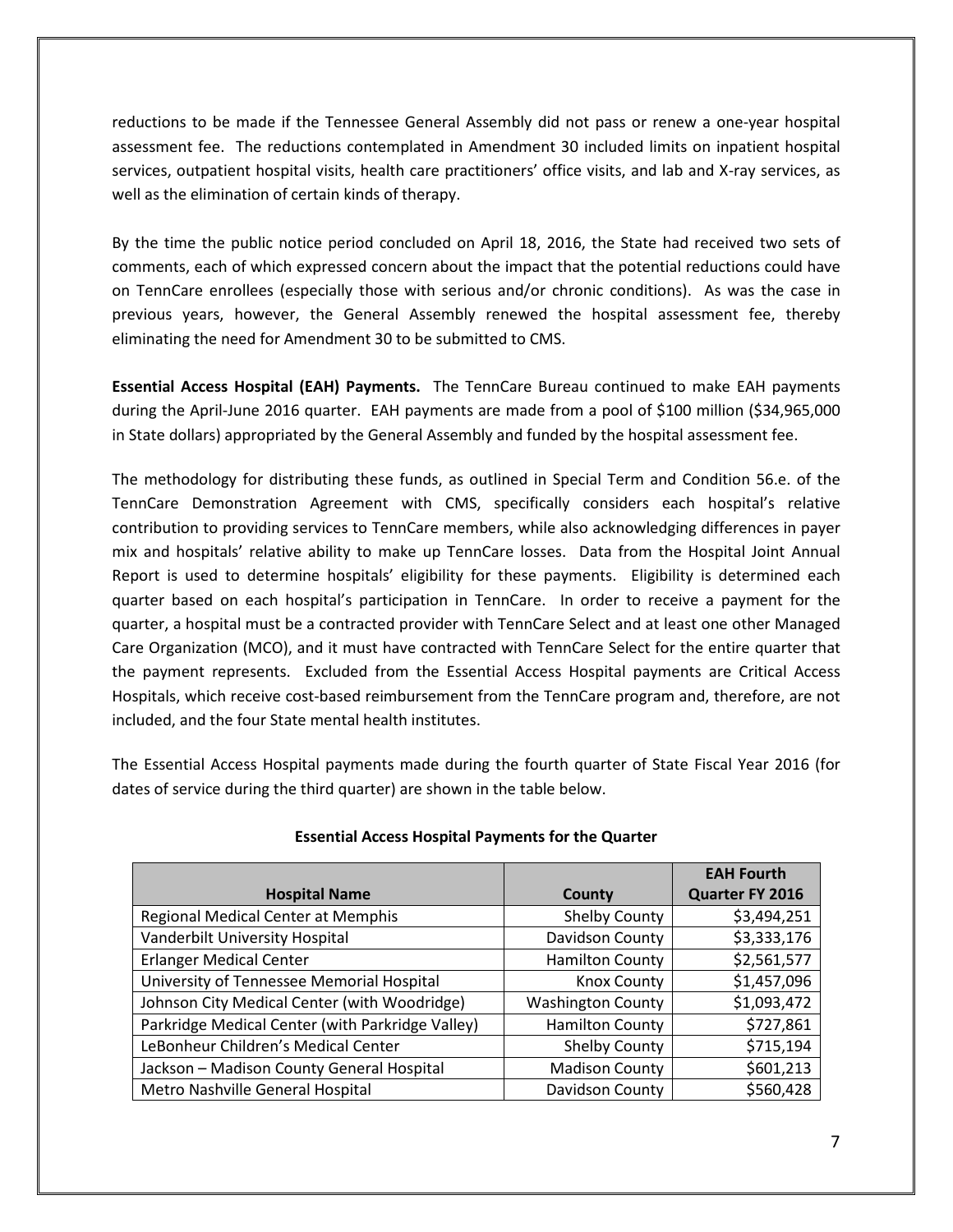reductions to be made if the Tennessee General Assembly did not pass or renew a one-year hospital assessment fee. The reductions contemplated in Amendment 30 included limits on inpatient hospital services, outpatient hospital visits, health care practitioners' office visits, and lab and X-ray services, as well as the elimination of certain kinds of therapy.

By the time the public notice period concluded on April 18, 2016, the State had received two sets of comments, each of which expressed concern about the impact that the potential reductions could have on TennCare enrollees (especially those with serious and/or chronic conditions). As was the case in previous years, however, the General Assembly renewed the hospital assessment fee, thereby eliminating the need for Amendment 30 to be submitted to CMS.

**Essential Access Hospital (EAH) Payments.** The TennCare Bureau continued to make EAH payments during the April-June 2016 quarter. EAH payments are made from a pool of $100 million ($34,965,000 in State dollars) appropriated by the General Assembly and funded by the hospital assessment fee.

The methodology for distributing these funds, as outlined in Special Term and Condition 56.e. of the TennCare Demonstration Agreement with CMS, specifically considers each hospital's relative contribution to providing services to TennCare members, while also acknowledging differences in payer mix and hospitals' relative ability to make up TennCare losses. Data from the Hospital Joint Annual Report is used to determine hospitals' eligibility for these payments. Eligibility is determined each quarter based on each hospital's participation in TennCare. In order to receive a payment for the quarter, a hospital must be a contracted provider with TennCare Select and at least one other Managed Care Organization (MCO), and it must have contracted with TennCare Select for the entire quarter that the payment represents. Excluded from the Essential Access Hospital payments are Critical Access Hospitals, which receive cost-based reimbursement from the TennCare program and, therefore, are not included, and the four State mental health institutes.

The Essential Access Hospital payments made during the fourth quarter of State Fiscal Year 2016 (for dates of service during the third quarter) are shown in the table below.

**Essential Access Hospital Payments for the Quarter**

| Hospital Name | County | EAH Fourth Quarter FY 2016 |
|---|---|---|
| Regional Medical Center at Memphis | Shelby County | $3,494,251 |
| Vanderbilt University Hospital | Davidson County | $3,333,176 |
| Erlanger Medical Center | Hamilton County | $2,561,577 |
| University of Tennessee Memorial Hospital | Knox County | $1,457,096 |
| Johnson City Medical Center (with Woodridge) | Washington County | $1,093,472 |
| Parkridge Medical Center (with Parkridge Valley) | Hamilton County | $727,861 |
| LeBonheur Children's Medical Center | Shelby County | $715,194 |
| Jackson – Madison County General Hospital | Madison County | $601,213 |
| Metro Nashville General Hospital | Davidson County | $560,428 |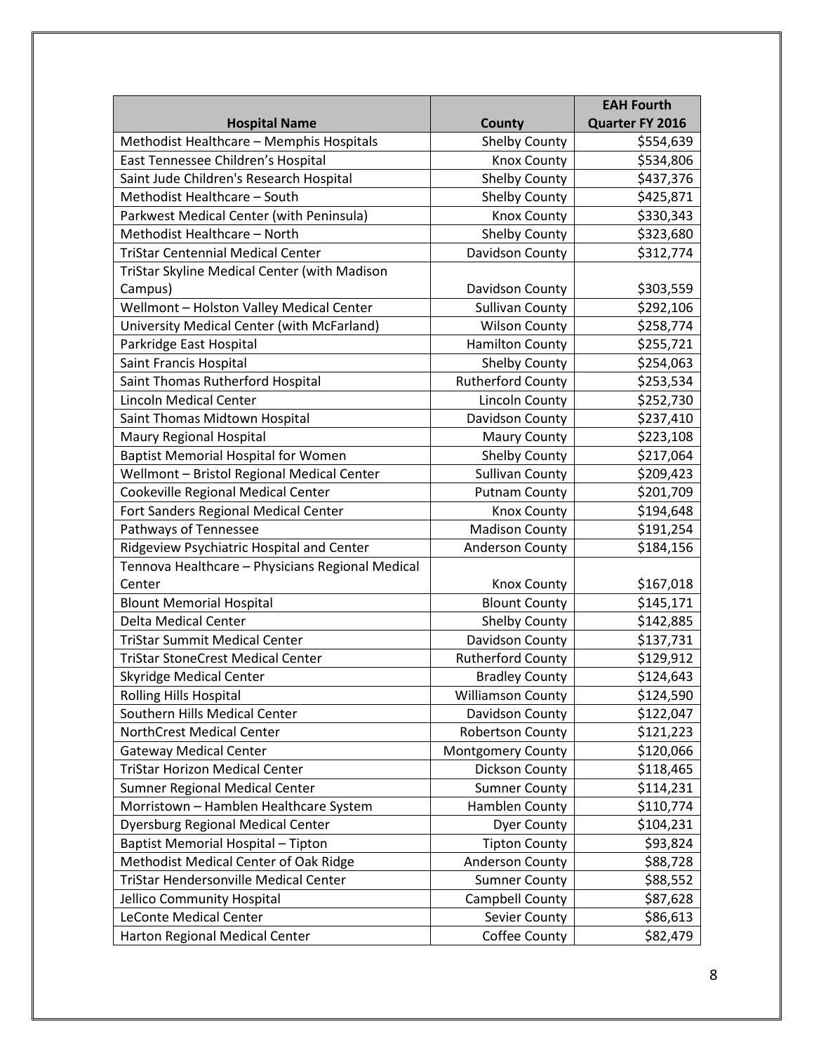| Hospital Name | County | EAH Fourth Quarter FY 2016 |
|---|---|---|
| Methodist Healthcare – Memphis Hospitals | Shelby County | $554,639 |
| East Tennessee Children's Hospital | Knox County | $534,806 |
| Saint Jude Children's Research Hospital | Shelby County | $437,376 |
| Methodist Healthcare – South | Shelby County | $425,871 |
| Parkwest Medical Center (with Peninsula) | Knox County | $330,343 |
| Methodist Healthcare – North | Shelby County | $323,680 |
| TriStar Centennial Medical Center | Davidson County | $312,774 |
| TriStar Skyline Medical Center (with Madison Campus) | Davidson County | $303,559 |
| Wellmont – Holston Valley Medical Center | Sullivan County | $292,106 |
| University Medical Center (with McFarland) | Wilson County | $258,774 |
| Parkridge East Hospital | Hamilton County | $255,721 |
| Saint Francis Hospital | Shelby County | $254,063 |
| Saint Thomas Rutherford Hospital | Rutherford County | $253,534 |
| Lincoln Medical Center | Lincoln County | $252,730 |
| Saint Thomas Midtown Hospital | Davidson County | $237,410 |
| Maury Regional Hospital | Maury County | $223,108 |
| Baptist Memorial Hospital for Women | Shelby County | $217,064 |
| Wellmont – Bristol Regional Medical Center | Sullivan County | $209,423 |
| Cookeville Regional Medical Center | Putnam County | $201,709 |
| Fort Sanders Regional Medical Center | Knox County | $194,648 |
| Pathways of Tennessee | Madison County | $191,254 |
| Ridgeview Psychiatric Hospital and Center | Anderson County | $184,156 |
| Tennova Healthcare – Physicians Regional Medical Center | Knox County | $167,018 |
| Blount Memorial Hospital | Blount County | $145,171 |
| Delta Medical Center | Shelby County | $142,885 |
| TriStar Summit Medical Center | Davidson County | $137,731 |
| TriStar StoneCrest Medical Center | Rutherford County | $129,912 |
| Skyridge Medical Center | Bradley County | $124,643 |
| Rolling Hills Hospital | Williamson County | $124,590 |
| Southern Hills Medical Center | Davidson County | $122,047 |
| NorthCrest Medical Center | Robertson County | $121,223 |
| Gateway Medical Center | Montgomery County | $120,066 |
| TriStar Horizon Medical Center | Dickson County | $118,465 |
| Sumner Regional Medical Center | Sumner County | $114,231 |
| Morristown – Hamblen Healthcare System | Hamblen County | $110,774 |
| Dyersburg Regional Medical Center | Dyer County | $104,231 |
| Baptist Memorial Hospital – Tipton | Tipton County | $93,824 |
| Methodist Medical Center of Oak Ridge | Anderson County | $88,728 |
| TriStar Hendersonville Medical Center | Sumner County | $88,552 |
| Jellico Community Hospital | Campbell County | $87,628 |
| LeConte Medical Center | Sevier County | $86,613 |
| Harton Regional Medical Center | Coffee County | $82,479 |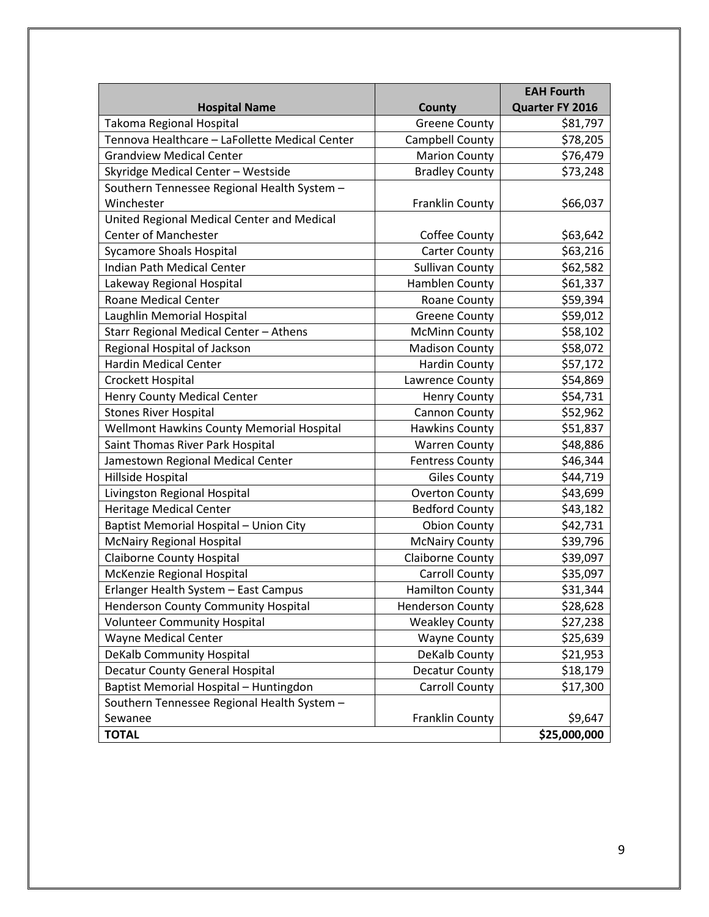| Hospital Name | County | EAH Fourth Quarter FY 2016 |
|---|---|---|
| Takoma Regional Hospital | Greene County | $81,797 |
| Tennova Healthcare – LaFollette Medical Center | Campbell County | $78,205 |
| Grandview Medical Center | Marion County | $76,479 |
| Skyridge Medical Center – Westside | Bradley County | $73,248 |
| Southern Tennessee Regional Health System – Winchester | Franklin County | $66,037 |
| United Regional Medical Center and Medical Center of Manchester | Coffee County | $63,642 |
| Sycamore Shoals Hospital | Carter County | $63,216 |
| Indian Path Medical Center | Sullivan County | $62,582 |
| Lakeway Regional Hospital | Hamblen County | $61,337 |
| Roane Medical Center | Roane County | $59,394 |
| Laughlin Memorial Hospital | Greene County | $59,012 |
| Starr Regional Medical Center – Athens | McMinn County | $58,102 |
| Regional Hospital of Jackson | Madison County | $58,072 |
| Hardin Medical Center | Hardin County | $57,172 |
| Crockett Hospital | Lawrence County | $54,869 |
| Henry County Medical Center | Henry County | $54,731 |
| Stones River Hospital | Cannon County | $52,962 |
| Wellmont Hawkins County Memorial Hospital | Hawkins County | $51,837 |
| Saint Thomas River Park Hospital | Warren County | $48,886 |
| Jamestown Regional Medical Center | Fentress County | $46,344 |
| Hillside Hospital | Giles County | $44,719 |
| Livingston Regional Hospital | Overton County | $43,699 |
| Heritage Medical Center | Bedford County | $43,182 |
| Baptist Memorial Hospital – Union City | Obion County | $42,731 |
| McNairy Regional Hospital | McNairy County | $39,796 |
| Claiborne County Hospital | Claiborne County | $39,097 |
| McKenzie Regional Hospital | Carroll County | $35,097 |
| Erlanger Health System – East Campus | Hamilton County | $31,344 |
| Henderson County Community Hospital | Henderson County | $28,628 |
| Volunteer Community Hospital | Weakley County | $27,238 |
| Wayne Medical Center | Wayne County | $25,639 |
| DeKalb Community Hospital | DeKalb County | $21,953 |
| Decatur County General Hospital | Decatur County | $18,179 |
| Baptist Memorial Hospital – Huntingdon | Carroll County | $17,300 |
| Southern Tennessee Regional Health System – Sewanee | Franklin County | $9,647 |
| **TOTAL** | | **$25,000,000** |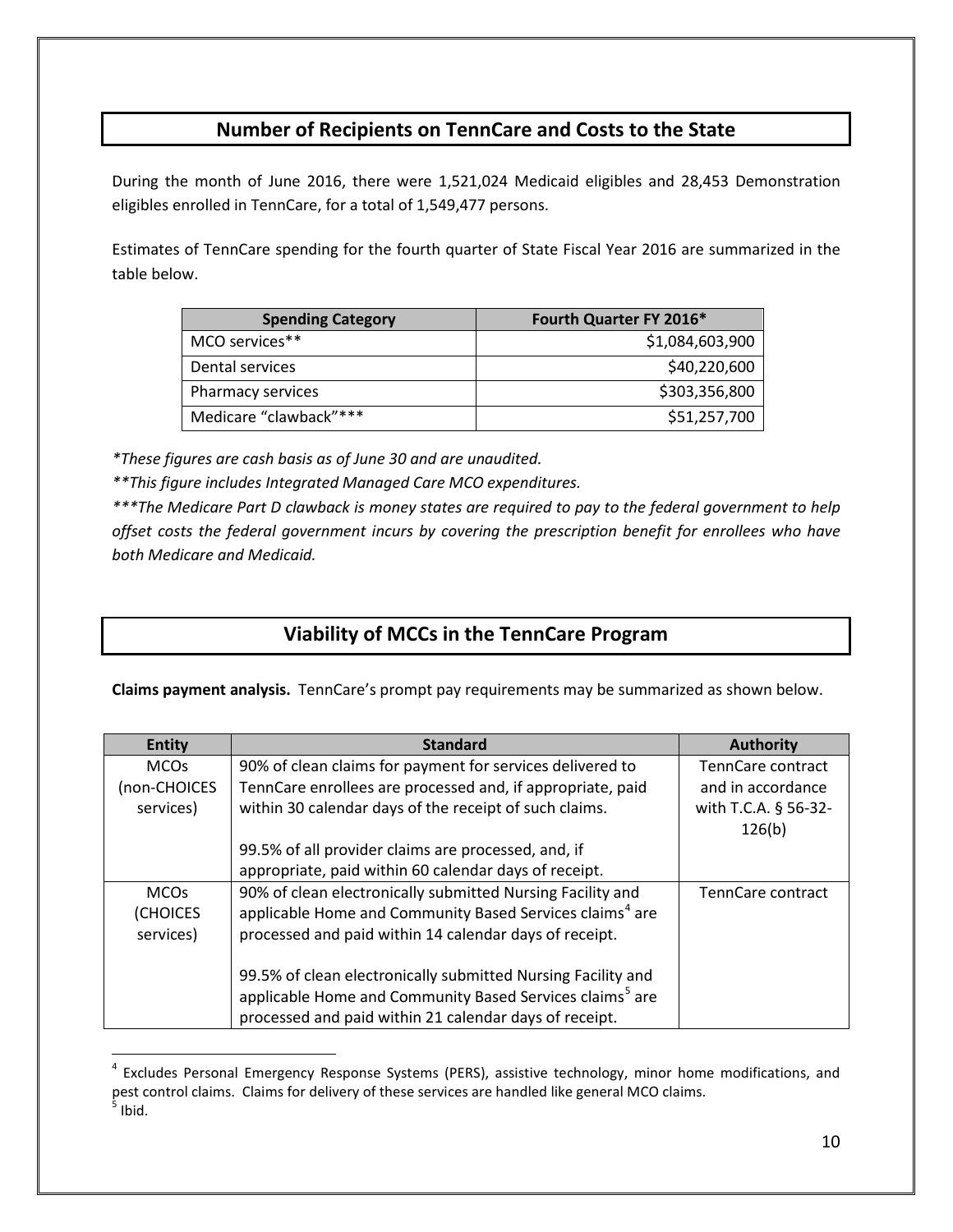## Number of Recipients on TennCare and Costs to the State

During the month of June 2016, there were 1,521,024 Medicaid eligibles and 28,453 Demonstration eligibles enrolled in TennCare, for a total of 1,549,477 persons.

Estimates of TennCare spending for the fourth quarter of State Fiscal Year 2016 are summarized in the table below.

| Spending Category | Fourth Quarter FY 2016* |
|---|---:|
| MCO services** | $1,084,603,900 |
| Dental services | $40,220,600 |
| Pharmacy services | $303,356,800 |
| Medicare "clawback"*** | $51,257,700 |

*\*These figures are cash basis as of June 30 and are unaudited.*

*\*\*This figure includes Integrated Managed Care MCO expenditures.*

*\*\*\*The Medicare Part D clawback is money states are required to pay to the federal government to help offset costs the federal government incurs by covering the prescription benefit for enrollees who have both Medicare and Medicaid.*

## Viability of MCCs in the TennCare Program

**Claims payment analysis.** TennCare's prompt pay requirements may be summarized as shown below.

| Entity | Standard | Authority |
|---|---|---|
| MCOs (non-CHOICES services) | 90% of clean claims for payment for services delivered to TennCare enrollees are processed and, if appropriate, paid within 30 calendar days of the receipt of such claims.<br><br>99.5% of all provider claims are processed, and, if appropriate, paid within 60 calendar days of receipt. | TennCare contract and in accordance with T.C.A. § 56-32-126(b) |
| MCOs (CHOICES services) | 90% of clean electronically submitted Nursing Facility and applicable Home and Community Based Services claims[4] are processed and paid within 14 calendar days of receipt.<br><br>99.5% of clean electronically submitted Nursing Facility and applicable Home and Community Based Services claims[5] are processed and paid within 21 calendar days of receipt. | TennCare contract |

[4] Excludes Personal Emergency Response Systems (PERS), assistive technology, minor home modifications, and pest control claims. Claims for delivery of these services are handled like general MCO claims.

[5] Ibid.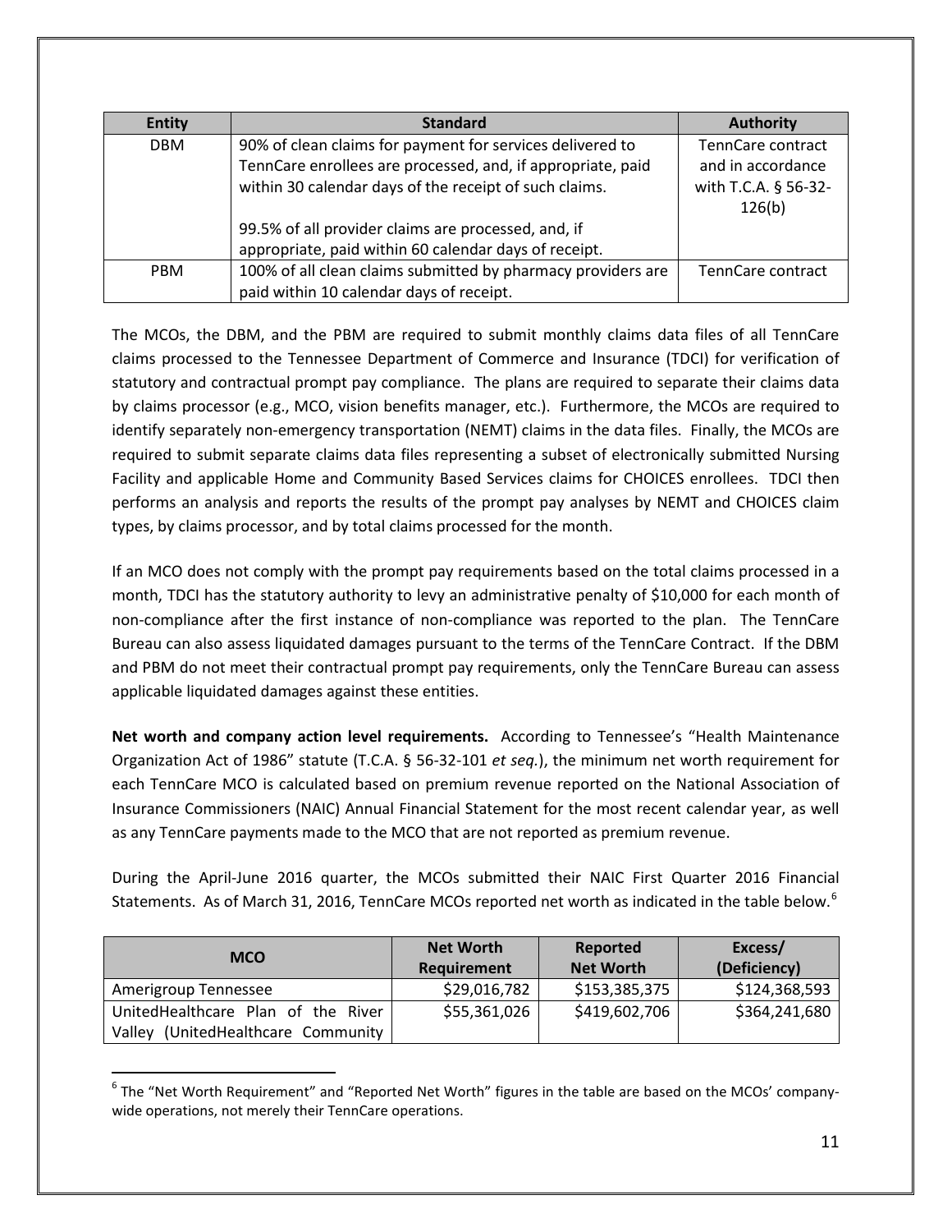| Entity | Standard | Authority |
|---|---|---|
| DBM | 90% of clean claims for payment for services delivered to TennCare enrollees are processed, and, if appropriate, paid within 30 calendar days of the receipt of such claims.<br><br>99.5% of all provider claims are processed, and, if appropriate, paid within 60 calendar days of receipt. | TennCare contract and in accordance with T.C.A. § 56-32-126(b) |
| PBM | 100% of all clean claims submitted by pharmacy providers are paid within 10 calendar days of receipt. | TennCare contract |

The MCOs, the DBM, and the PBM are required to submit monthly claims data files of all TennCare claims processed to the Tennessee Department of Commerce and Insurance (TDCI) for verification of statutory and contractual prompt pay compliance. The plans are required to separate their claims data by claims processor (e.g., MCO, vision benefits manager, etc.). Furthermore, the MCOs are required to identify separately non-emergency transportation (NEMT) claims in the data files. Finally, the MCOs are required to submit separate claims data files representing a subset of electronically submitted Nursing Facility and applicable Home and Community Based Services claims for CHOICES enrollees. TDCI then performs an analysis and reports the results of the prompt pay analyses by NEMT and CHOICES claim types, by claims processor, and by total claims processed for the month.

If an MCO does not comply with the prompt pay requirements based on the total claims processed in a month, TDCI has the statutory authority to levy an administrative penalty of $10,000 for each month of non-compliance after the first instance of non-compliance was reported to the plan. The TennCare Bureau can also assess liquidated damages pursuant to the terms of the TennCare Contract. If the DBM and PBM do not meet their contractual prompt pay requirements, only the TennCare Bureau can assess applicable liquidated damages against these entities.

**Net worth and company action level requirements.** According to Tennessee's "Health Maintenance Organization Act of 1986" statute (T.C.A. § 56-32-101 *et seq.*), the minimum net worth requirement for each TennCare MCO is calculated based on premium revenue reported on the National Association of Insurance Commissioners (NAIC) Annual Financial Statement for the most recent calendar year, as well as any TennCare payments made to the MCO that are not reported as premium revenue.

During the April-June 2016 quarter, the MCOs submitted their NAIC First Quarter 2016 Financial Statements. As of March 31, 2016, TennCare MCOs reported net worth as indicated in the table below.[6]

| MCO | Net Worth Requirement | Reported Net Worth | Excess/ (Deficiency) |
|---|---|---|---|
| Amerigroup Tennessee | $29,016,782 | $153,385,375 | $124,368,593 |
| UnitedHealthcare Plan of the River Valley (UnitedHealthcare Community | $55,361,026 | $419,602,706 | $364,241,680 |

[6] The "Net Worth Requirement" and "Reported Net Worth" figures in the table are based on the MCOs' company-wide operations, not merely their TennCare operations.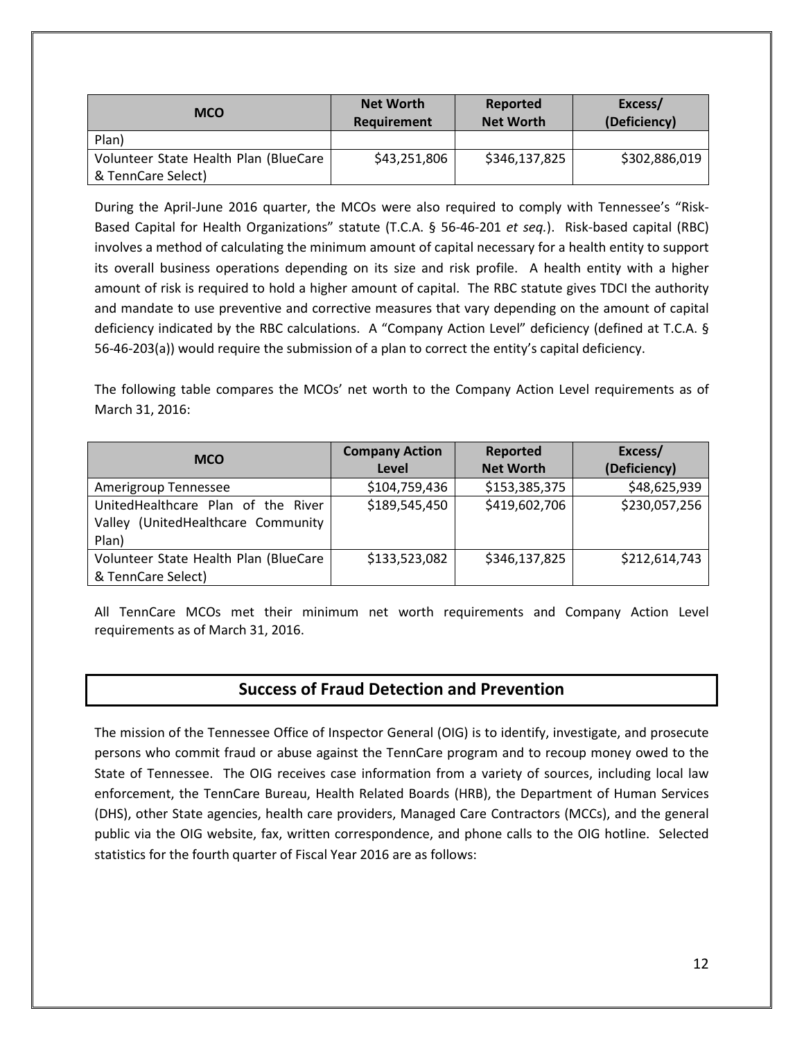| MCO | Net Worth Requirement | Reported Net Worth | Excess/ (Deficiency) |
|---|---|---|---|
| Plan) | | | |
| Volunteer State Health Plan (BlueCare & TennCare Select) | $43,251,806 | $346,137,825 | $302,886,019 |

During the April-June 2016 quarter, the MCOs were also required to comply with Tennessee's "Risk-Based Capital for Health Organizations" statute (T.C.A. § 56-46-201 *et seq.*). Risk-based capital (RBC) involves a method of calculating the minimum amount of capital necessary for a health entity to support its overall business operations depending on its size and risk profile. A health entity with a higher amount of risk is required to hold a higher amount of capital. The RBC statute gives TDCI the authority and mandate to use preventive and corrective measures that vary depending on the amount of capital deficiency indicated by the RBC calculations. A "Company Action Level" deficiency (defined at T.C.A. § 56-46-203(a)) would require the submission of a plan to correct the entity's capital deficiency.

The following table compares the MCOs' net worth to the Company Action Level requirements as of March 31, 2016:

| MCO | Company Action Level | Reported Net Worth | Excess/ (Deficiency) |
|---|---|---|---|
| Amerigroup Tennessee | $104,759,436 | $153,385,375 | $48,625,939 |
| UnitedHealthcare Plan of the River Valley (UnitedHealthcare Community Plan) | $189,545,450 | $419,602,706 | $230,057,256 |
| Volunteer State Health Plan (BlueCare & TennCare Select) | $133,523,082 | $346,137,825 | $212,614,743 |

All TennCare MCOs met their minimum net worth requirements and Company Action Level requirements as of March 31, 2016.

## Success of Fraud Detection and Prevention

The mission of the Tennessee Office of Inspector General (OIG) is to identify, investigate, and prosecute persons who commit fraud or abuse against the TennCare program and to recoup money owed to the State of Tennessee. The OIG receives case information from a variety of sources, including local law enforcement, the TennCare Bureau, Health Related Boards (HRB), the Department of Human Services (DHS), other State agencies, health care providers, Managed Care Contractors (MCCs), and the general public via the OIG website, fax, written correspondence, and phone calls to the OIG hotline. Selected statistics for the fourth quarter of Fiscal Year 2016 are as follows: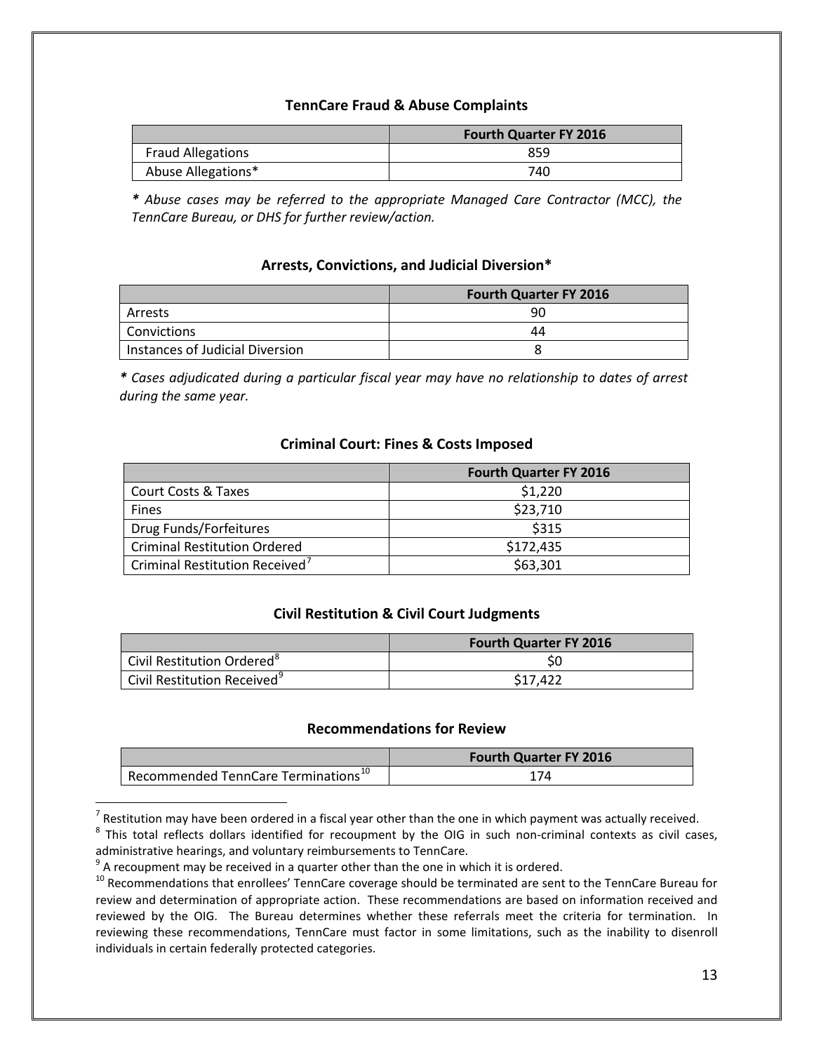### TennCare Fraud & Abuse Complaints

| | Fourth Quarter FY 2016 |
|---|---|
| Fraud Allegations | 859 |
| Abuse Allegations* | 740 |

*\* Abuse cases may be referred to the appropriate Managed Care Contractor (MCC), the TennCare Bureau, or DHS for further review/action.*

### Arrests, Convictions, and Judicial Diversion*

| | Fourth Quarter FY 2016 |
|---|---|
| Arrests | 90 |
| Convictions | 44 |
| Instances of Judicial Diversion | 8 |

*\* Cases adjudicated during a particular fiscal year may have no relationship to dates of arrest during the same year.*

### Criminal Court: Fines & Costs Imposed

| | Fourth Quarter FY 2016 |
|---|---|
| Court Costs & Taxes | $1,220 |
| Fines | $23,710 |
| Drug Funds/Forfeitures | $315 |
| Criminal Restitution Ordered | $172,435 |
| Criminal Restitution Received[7] | $63,301 |

### Civil Restitution & Civil Court Judgments

| | Fourth Quarter FY 2016 |
|---|---|
| Civil Restitution Ordered[8] | $0 |
| Civil Restitution Received[9] | $17,422 |

### Recommendations for Review

| | Fourth Quarter FY 2016 |
|---|---|
| Recommended TennCare Terminations[10] | 174 |

---

[7] Restitution may have been ordered in a fiscal year other than the one in which payment was actually received.

[8] This total reflects dollars identified for recoupment by the OIG in such non-criminal contexts as civil cases, administrative hearings, and voluntary reimbursements to TennCare.

[9] A recoupment may be received in a quarter other than the one in which it is ordered.

[10] Recommendations that enrollees' TennCare coverage should be terminated are sent to the TennCare Bureau for review and determination of appropriate action. These recommendations are based on information received and reviewed by the OIG. The Bureau determines whether these referrals meet the criteria for termination. In reviewing these recommendations, TennCare must factor in some limitations, such as the inability to disenroll individuals in certain federally protected categories.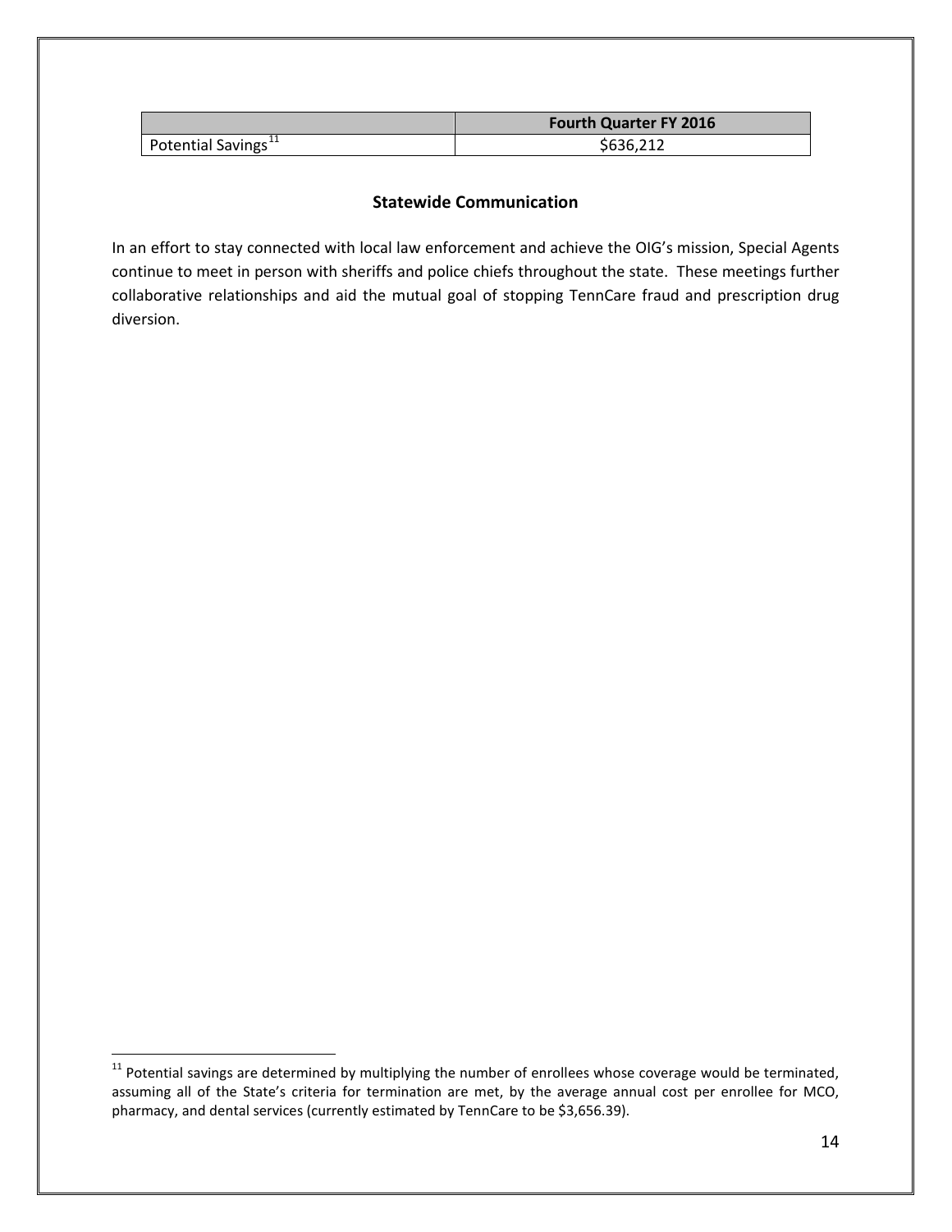| | Fourth Quarter FY 2016 |
|---|---|
| Potential Savings[11] | $636,212 |

## Statewide Communication

In an effort to stay connected with local law enforcement and achieve the OIG's mission, Special Agents continue to meet in person with sheriffs and police chiefs throughout the state. These meetings further collaborative relationships and aid the mutual goal of stopping TennCare fraud and prescription drug diversion.

[11] Potential savings are determined by multiplying the number of enrollees whose coverage would be terminated, assuming all of the State's criteria for termination are met, by the average annual cost per enrollee for MCO, pharmacy, and dental services (currently estimated by TennCare to be $3,656.39).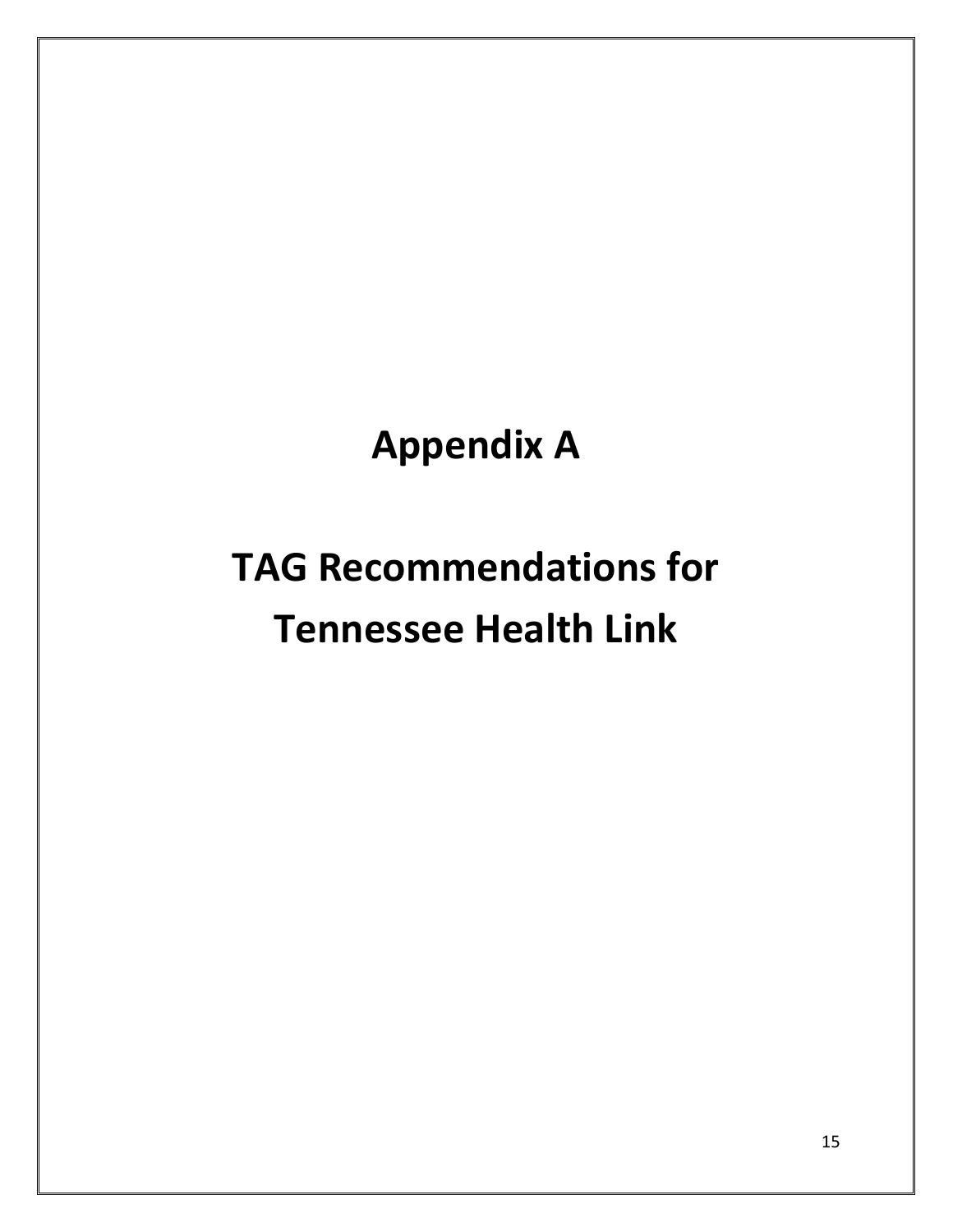# Appendix A

# TAG Recommendations for Tennessee Health Link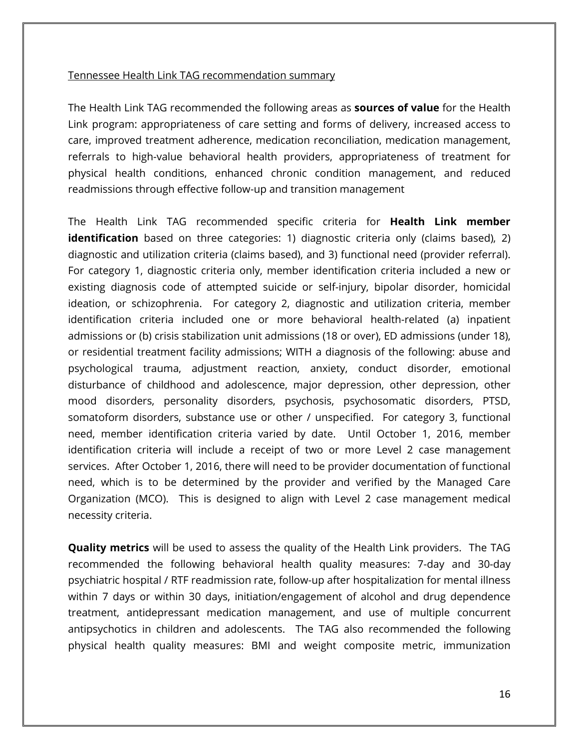Tennessee Health Link TAG recommendation summary

The Health Link TAG recommended the following areas as **sources of value** for the Health Link program: appropriateness of care setting and forms of delivery, increased access to care, improved treatment adherence, medication reconciliation, medication management, referrals to high-value behavioral health providers, appropriateness of treatment for physical health conditions, enhanced chronic condition management, and reduced readmissions through effective follow-up and transition management

The Health Link TAG recommended specific criteria for **Health Link member identification** based on three categories: 1) diagnostic criteria only (claims based), 2) diagnostic and utilization criteria (claims based), and 3) functional need (provider referral). For category 1, diagnostic criteria only, member identification criteria included a new or existing diagnosis code of attempted suicide or self-injury, bipolar disorder, homicidal ideation, or schizophrenia. For category 2, diagnostic and utilization criteria, member identification criteria included one or more behavioral health-related (a) inpatient admissions or (b) crisis stabilization unit admissions (18 or over), ED admissions (under 18), or residential treatment facility admissions; WITH a diagnosis of the following: abuse and psychological trauma, adjustment reaction, anxiety, conduct disorder, emotional disturbance of childhood and adolescence, major depression, other depression, other mood disorders, personality disorders, psychosis, psychosomatic disorders, PTSD, somatoform disorders, substance use or other / unspecified. For category 3, functional need, member identification criteria varied by date. Until October 1, 2016, member identification criteria will include a receipt of two or more Level 2 case management services. After October 1, 2016, there will need to be provider documentation of functional need, which is to be determined by the provider and verified by the Managed Care Organization (MCO). This is designed to align with Level 2 case management medical necessity criteria.

**Quality metrics** will be used to assess the quality of the Health Link providers. The TAG recommended the following behavioral health quality measures: 7-day and 30-day psychiatric hospital / RTF readmission rate, follow-up after hospitalization for mental illness within 7 days or within 30 days, initiation/engagement of alcohol and drug dependence treatment, antidepressant medication management, and use of multiple concurrent antipsychotics in children and adolescents. The TAG also recommended the following physical health quality measures: BMI and weight composite metric, immunization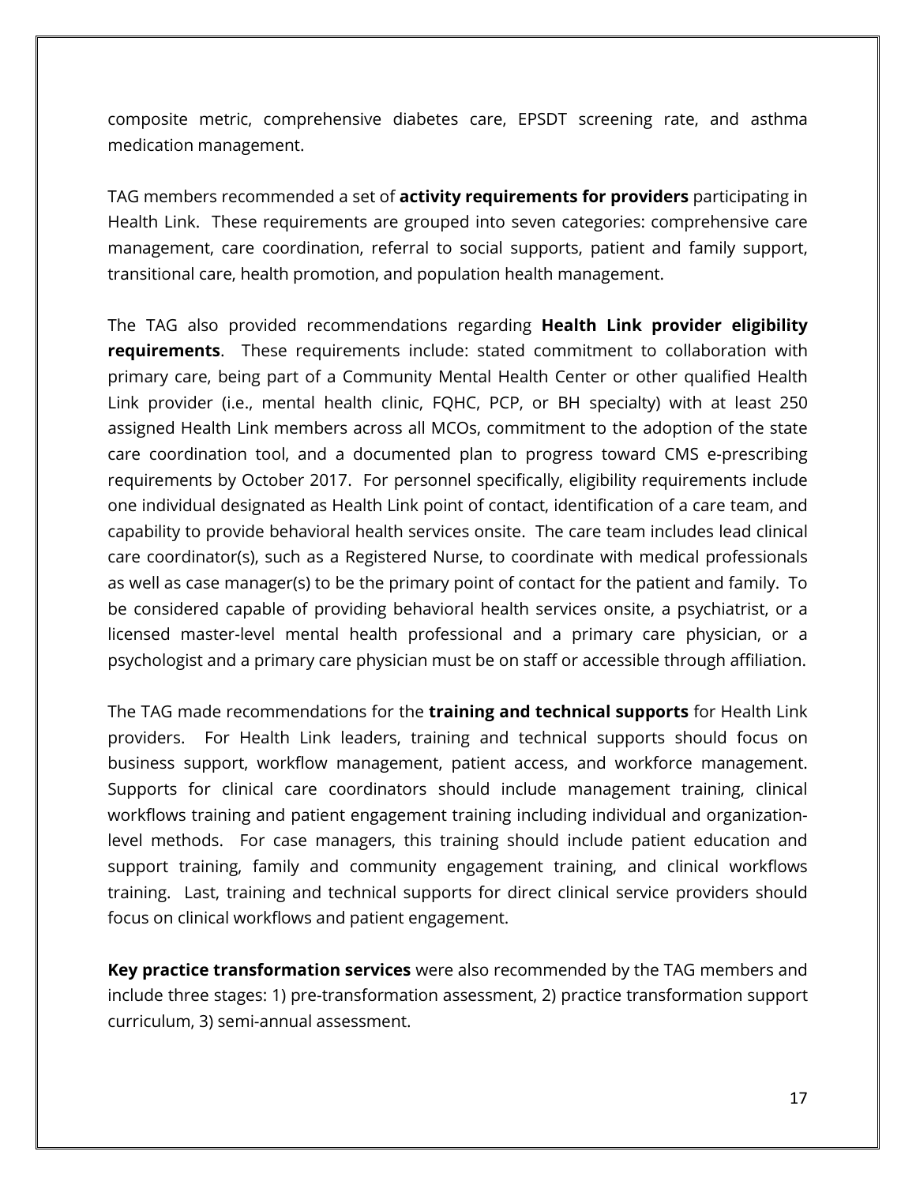composite metric, comprehensive diabetes care, EPSDT screening rate, and asthma medication management.

TAG members recommended a set of **activity requirements for providers** participating in Health Link. These requirements are grouped into seven categories: comprehensive care management, care coordination, referral to social supports, patient and family support, transitional care, health promotion, and population health management.

The TAG also provided recommendations regarding **Health Link provider eligibility requirements**. These requirements include: stated commitment to collaboration with primary care, being part of a Community Mental Health Center or other qualified Health Link provider (i.e., mental health clinic, FQHC, PCP, or BH specialty) with at least 250 assigned Health Link members across all MCOs, commitment to the adoption of the state care coordination tool, and a documented plan to progress toward CMS e-prescribing requirements by October 2017. For personnel specifically, eligibility requirements include one individual designated as Health Link point of contact, identification of a care team, and capability to provide behavioral health services onsite. The care team includes lead clinical care coordinator(s), such as a Registered Nurse, to coordinate with medical professionals as well as case manager(s) to be the primary point of contact for the patient and family. To be considered capable of providing behavioral health services onsite, a psychiatrist, or a licensed master-level mental health professional and a primary care physician, or a psychologist and a primary care physician must be on staff or accessible through affiliation.

The TAG made recommendations for the **training and technical supports** for Health Link providers. For Health Link leaders, training and technical supports should focus on business support, workflow management, patient access, and workforce management. Supports for clinical care coordinators should include management training, clinical workflows training and patient engagement training including individual and organization-level methods. For case managers, this training should include patient education and support training, family and community engagement training, and clinical workflows training. Last, training and technical supports for direct clinical service providers should focus on clinical workflows and patient engagement.

**Key practice transformation services** were also recommended by the TAG members and include three stages: 1) pre-transformation assessment, 2) practice transformation support curriculum, 3) semi-annual assessment.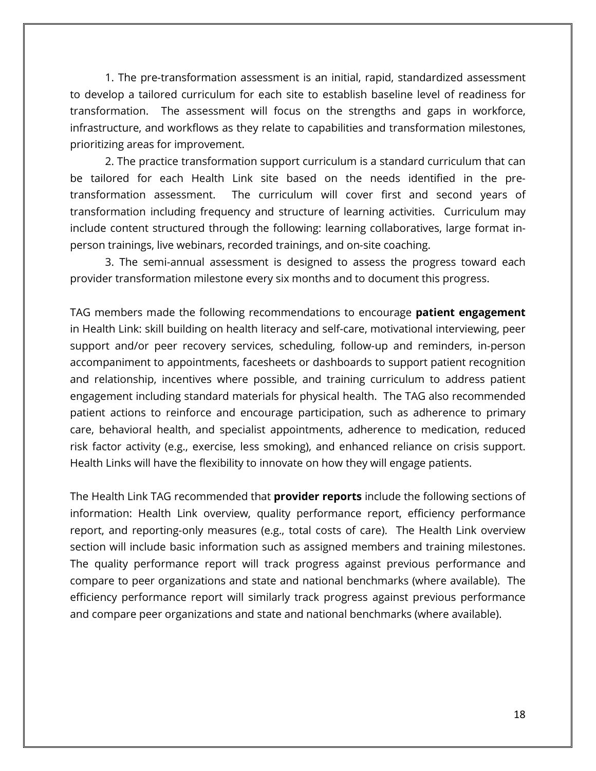1. The pre-transformation assessment is an initial, rapid, standardized assessment to develop a tailored curriculum for each site to establish baseline level of readiness for transformation. The assessment will focus on the strengths and gaps in workforce, infrastructure, and workflows as they relate to capabilities and transformation milestones, prioritizing areas for improvement.

2. The practice transformation support curriculum is a standard curriculum that can be tailored for each Health Link site based on the needs identified in the pre-transformation assessment. The curriculum will cover first and second years of transformation including frequency and structure of learning activities. Curriculum may include content structured through the following: learning collaboratives, large format in-person trainings, live webinars, recorded trainings, and on-site coaching.

3. The semi-annual assessment is designed to assess the progress toward each provider transformation milestone every six months and to document this progress.

TAG members made the following recommendations to encourage **patient engagement** in Health Link: skill building on health literacy and self-care, motivational interviewing, peer support and/or peer recovery services, scheduling, follow-up and reminders, in-person accompaniment to appointments, facesheets or dashboards to support patient recognition and relationship, incentives where possible, and training curriculum to address patient engagement including standard materials for physical health. The TAG also recommended patient actions to reinforce and encourage participation, such as adherence to primary care, behavioral health, and specialist appointments, adherence to medication, reduced risk factor activity (e.g., exercise, less smoking), and enhanced reliance on crisis support. Health Links will have the flexibility to innovate on how they will engage patients.

The Health Link TAG recommended that **provider reports** include the following sections of information: Health Link overview, quality performance report, efficiency performance report, and reporting-only measures (e.g., total costs of care). The Health Link overview section will include basic information such as assigned members and training milestones. The quality performance report will track progress against previous performance and compare to peer organizations and state and national benchmarks (where available). The efficiency performance report will similarly track progress against previous performance and compare peer organizations and state and national benchmarks (where available).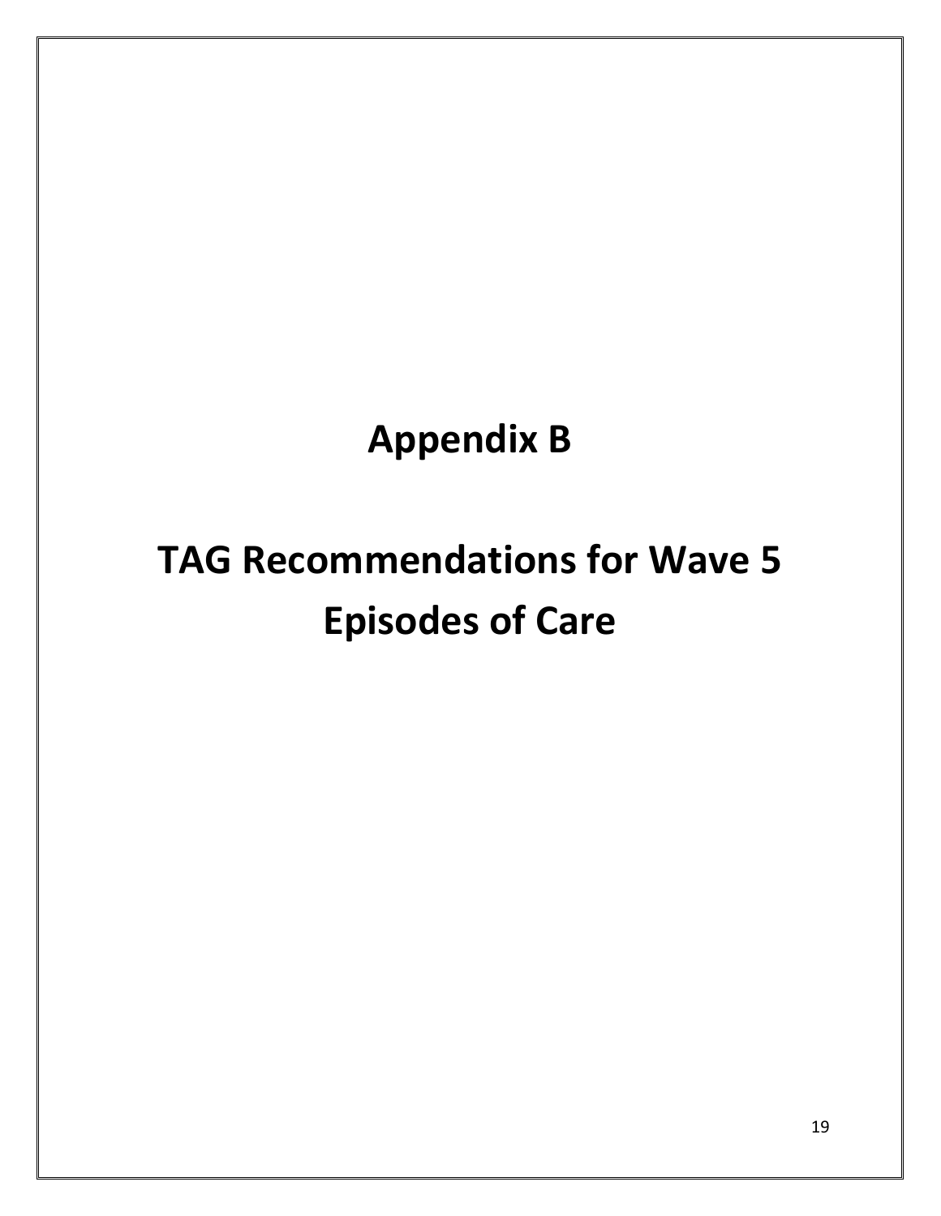# Appendix B

# TAG Recommendations for Wave 5 Episodes of Care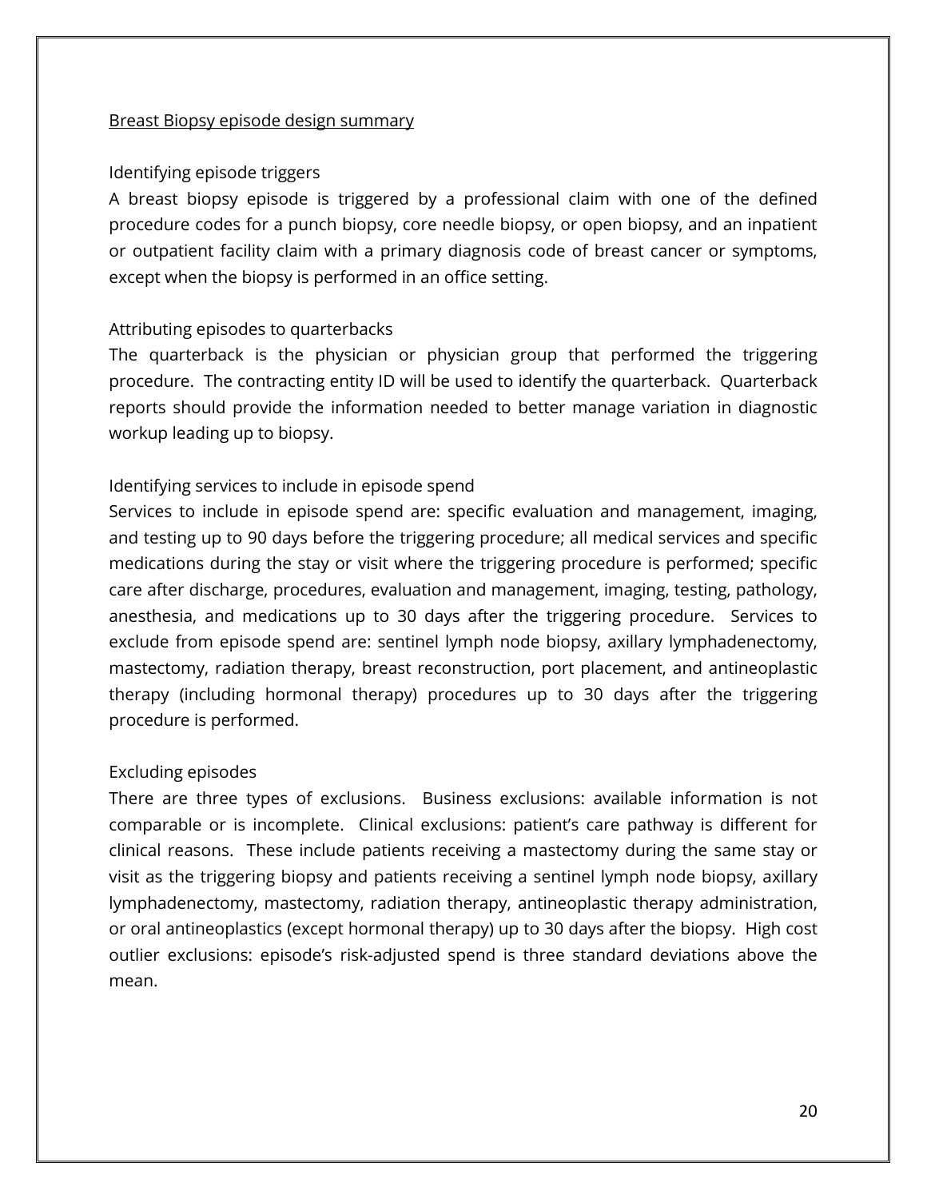## Breast Biopsy episode design summary

### Identifying episode triggers

A breast biopsy episode is triggered by a professional claim with one of the defined procedure codes for a punch biopsy, core needle biopsy, or open biopsy, and an inpatient or outpatient facility claim with a primary diagnosis code of breast cancer or symptoms, except when the biopsy is performed in an office setting.

### Attributing episodes to quarterbacks

The quarterback is the physician or physician group that performed the triggering procedure. The contracting entity ID will be used to identify the quarterback. Quarterback reports should provide the information needed to better manage variation in diagnostic workup leading up to biopsy.

### Identifying services to include in episode spend

Services to include in episode spend are: specific evaluation and management, imaging, and testing up to 90 days before the triggering procedure; all medical services and specific medications during the stay or visit where the triggering procedure is performed; specific care after discharge, procedures, evaluation and management, imaging, testing, pathology, anesthesia, and medications up to 30 days after the triggering procedure. Services to exclude from episode spend are: sentinel lymph node biopsy, axillary lymphadenectomy, mastectomy, radiation therapy, breast reconstruction, port placement, and antineoplastic therapy (including hormonal therapy) procedures up to 30 days after the triggering procedure is performed.

### Excluding episodes

There are three types of exclusions. Business exclusions: available information is not comparable or is incomplete. Clinical exclusions: patient's care pathway is different for clinical reasons. These include patients receiving a mastectomy during the same stay or visit as the triggering biopsy and patients receiving a sentinel lymph node biopsy, axillary lymphadenectomy, mastectomy, radiation therapy, antineoplastic therapy administration, or oral antineoplastics (except hormonal therapy) up to 30 days after the biopsy. High cost outlier exclusions: episode's risk-adjusted spend is three standard deviations above the mean.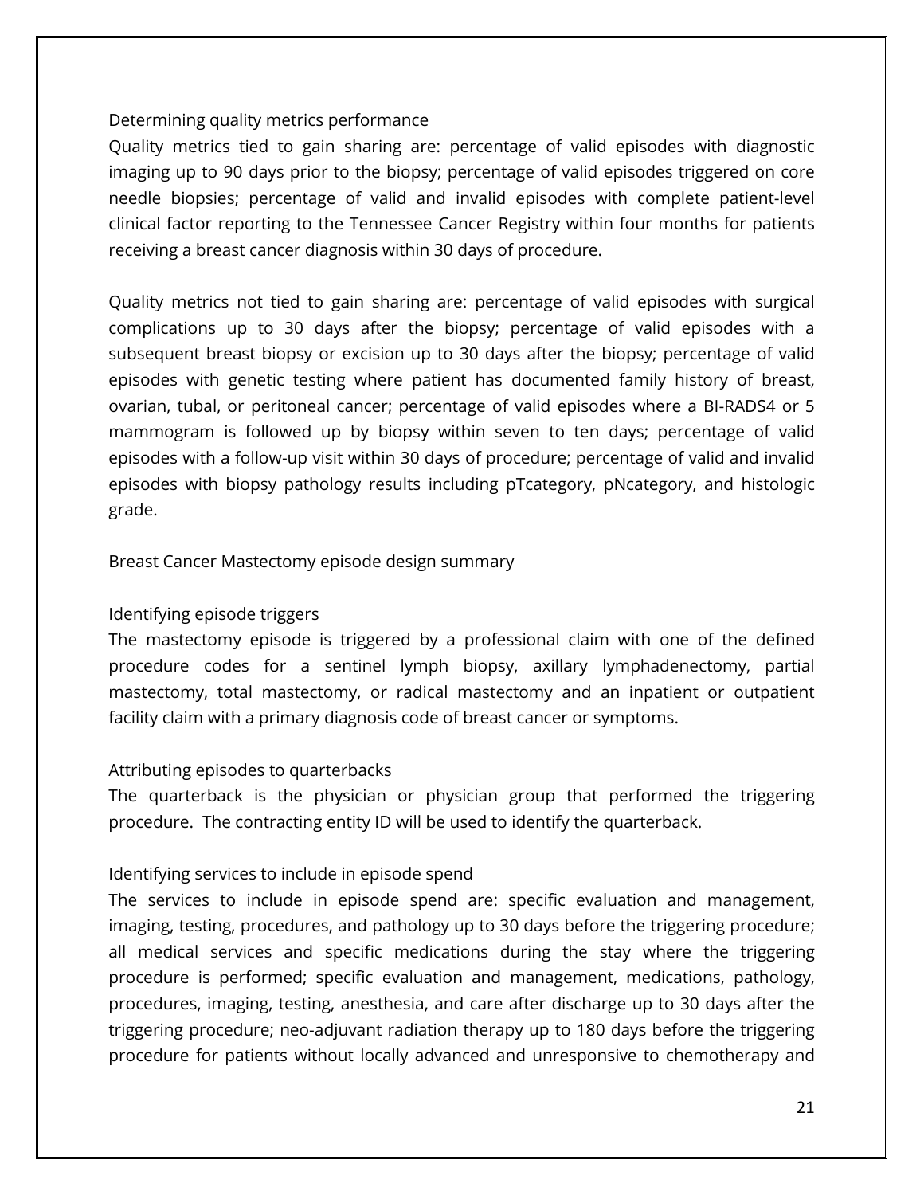Determining quality metrics performance

Quality metrics tied to gain sharing are: percentage of valid episodes with diagnostic imaging up to 90 days prior to the biopsy; percentage of valid episodes triggered on core needle biopsies; percentage of valid and invalid episodes with complete patient-level clinical factor reporting to the Tennessee Cancer Registry within four months for patients receiving a breast cancer diagnosis within 30 days of procedure.

Quality metrics not tied to gain sharing are: percentage of valid episodes with surgical complications up to 30 days after the biopsy; percentage of valid episodes with a subsequent breast biopsy or excision up to 30 days after the biopsy; percentage of valid episodes with genetic testing where patient has documented family history of breast, ovarian, tubal, or peritoneal cancer; percentage of valid episodes where a BI-RADS4 or 5 mammogram is followed up by biopsy within seven to ten days; percentage of valid episodes with a follow-up visit within 30 days of procedure; percentage of valid and invalid episodes with biopsy pathology results including pTcategory, pNcategory, and histologic grade.

<u>Breast Cancer Mastectomy episode design summary</u>

Identifying episode triggers

The mastectomy episode is triggered by a professional claim with one of the defined procedure codes for a sentinel lymph biopsy, axillary lymphadenectomy, partial mastectomy, total mastectomy, or radical mastectomy and an inpatient or outpatient facility claim with a primary diagnosis code of breast cancer or symptoms.

Attributing episodes to quarterbacks

The quarterback is the physician or physician group that performed the triggering procedure. The contracting entity ID will be used to identify the quarterback.

Identifying services to include in episode spend

The services to include in episode spend are: specific evaluation and management, imaging, testing, procedures, and pathology up to 30 days before the triggering procedure; all medical services and specific medications during the stay where the triggering procedure is performed; specific evaluation and management, medications, pathology, procedures, imaging, testing, anesthesia, and care after discharge up to 30 days after the triggering procedure; neo-adjuvant radiation therapy up to 180 days before the triggering procedure for patients without locally advanced and unresponsive to chemotherapy and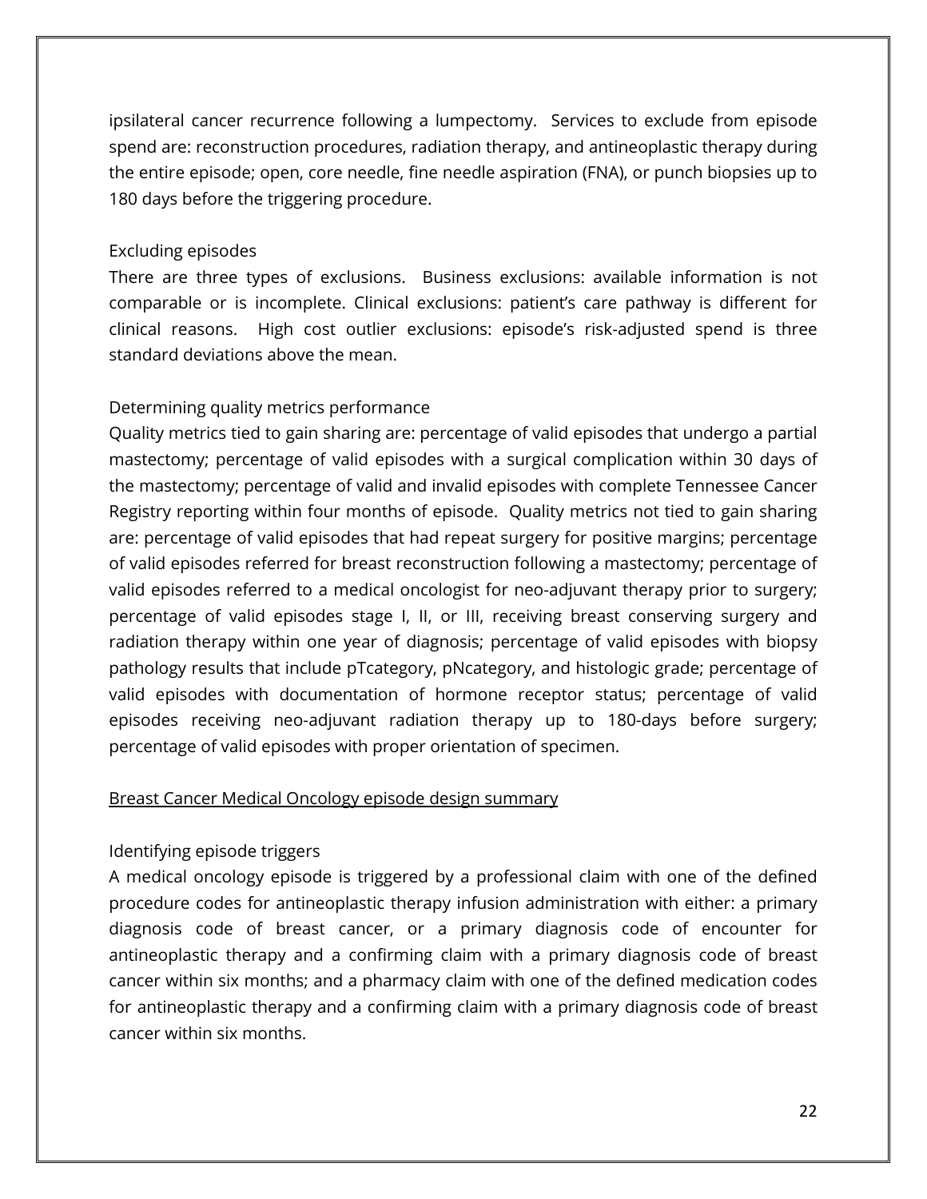ipsilateral cancer recurrence following a lumpectomy. Services to exclude from episode spend are: reconstruction procedures, radiation therapy, and antineoplastic therapy during the entire episode; open, core needle, fine needle aspiration (FNA), or punch biopsies up to 180 days before the triggering procedure.

Excluding episodes

There are three types of exclusions. Business exclusions: available information is not comparable or is incomplete. Clinical exclusions: patient's care pathway is different for clinical reasons. High cost outlier exclusions: episode's risk-adjusted spend is three standard deviations above the mean.

Determining quality metrics performance

Quality metrics tied to gain sharing are: percentage of valid episodes that undergo a partial mastectomy; percentage of valid episodes with a surgical complication within 30 days of the mastectomy; percentage of valid and invalid episodes with complete Tennessee Cancer Registry reporting within four months of episode. Quality metrics not tied to gain sharing are: percentage of valid episodes that had repeat surgery for positive margins; percentage of valid episodes referred for breast reconstruction following a mastectomy; percentage of valid episodes referred to a medical oncologist for neo-adjuvant therapy prior to surgery; percentage of valid episodes stage I, II, or III, receiving breast conserving surgery and radiation therapy within one year of diagnosis; percentage of valid episodes with biopsy pathology results that include pTcategory, pNcategory, and histologic grade; percentage of valid episodes with documentation of hormone receptor status; percentage of valid episodes receiving neo-adjuvant radiation therapy up to 180-days before surgery; percentage of valid episodes with proper orientation of specimen.

<u>Breast Cancer Medical Oncology episode design summary</u>

Identifying episode triggers

A medical oncology episode is triggered by a professional claim with one of the defined procedure codes for antineoplastic therapy infusion administration with either: a primary diagnosis code of breast cancer, or a primary diagnosis code of encounter for antineoplastic therapy and a confirming claim with a primary diagnosis code of breast cancer within six months; and a pharmacy claim with one of the defined medication codes for antineoplastic therapy and a confirming claim with a primary diagnosis code of breast cancer within six months.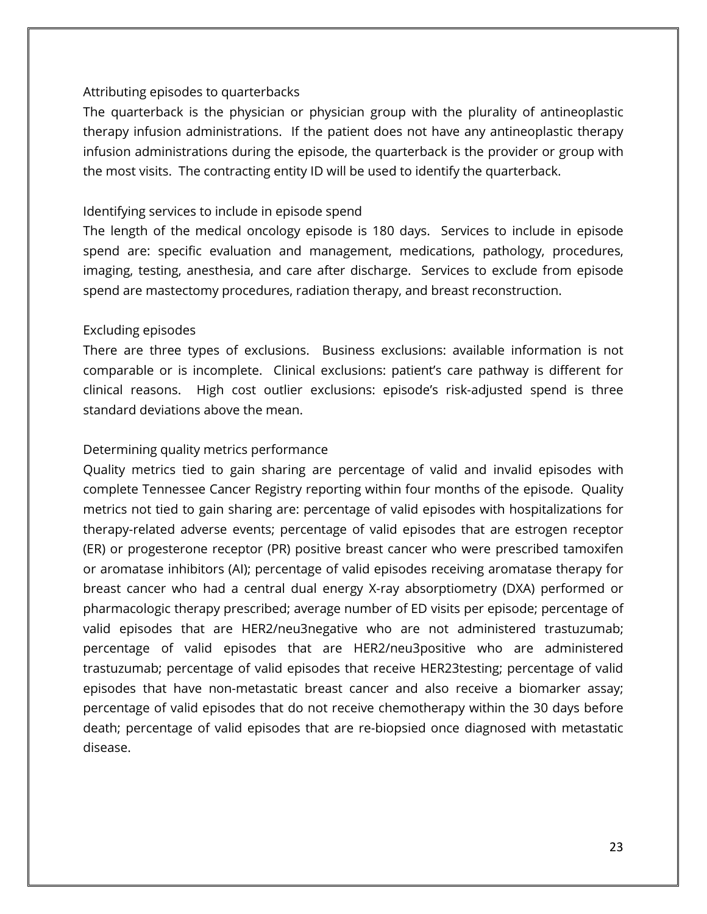### Attributing episodes to quarterbacks

The quarterback is the physician or physician group with the plurality of antineoplastic therapy infusion administrations. If the patient does not have any antineoplastic therapy infusion administrations during the episode, the quarterback is the provider or group with the most visits. The contracting entity ID will be used to identify the quarterback.

### Identifying services to include in episode spend

The length of the medical oncology episode is 180 days. Services to include in episode spend are: specific evaluation and management, medications, pathology, procedures, imaging, testing, anesthesia, and care after discharge. Services to exclude from episode spend are mastectomy procedures, radiation therapy, and breast reconstruction.

### Excluding episodes

There are three types of exclusions. Business exclusions: available information is not comparable or is incomplete. Clinical exclusions: patient's care pathway is different for clinical reasons. High cost outlier exclusions: episode's risk-adjusted spend is three standard deviations above the mean.

### Determining quality metrics performance

Quality metrics tied to gain sharing are percentage of valid and invalid episodes with complete Tennessee Cancer Registry reporting within four months of the episode. Quality metrics not tied to gain sharing are: percentage of valid episodes with hospitalizations for therapy-related adverse events; percentage of valid episodes that are estrogen receptor (ER) or progesterone receptor (PR) positive breast cancer who were prescribed tamoxifen or aromatase inhibitors (AI); percentage of valid episodes receiving aromatase therapy for breast cancer who had a central dual energy X-ray absorptiometry (DXA) performed or pharmacologic therapy prescribed; average number of ED visits per episode; percentage of valid episodes that are HER2/neu3negative who are not administered trastuzumab; percentage of valid episodes that are HER2/neu3positive who are administered trastuzumab; percentage of valid episodes that receive HER23testing; percentage of valid episodes that have non-metastatic breast cancer and also receive a biomarker assay; percentage of valid episodes that do not receive chemotherapy within the 30 days before death; percentage of valid episodes that are re-biopsied once diagnosed with metastatic disease.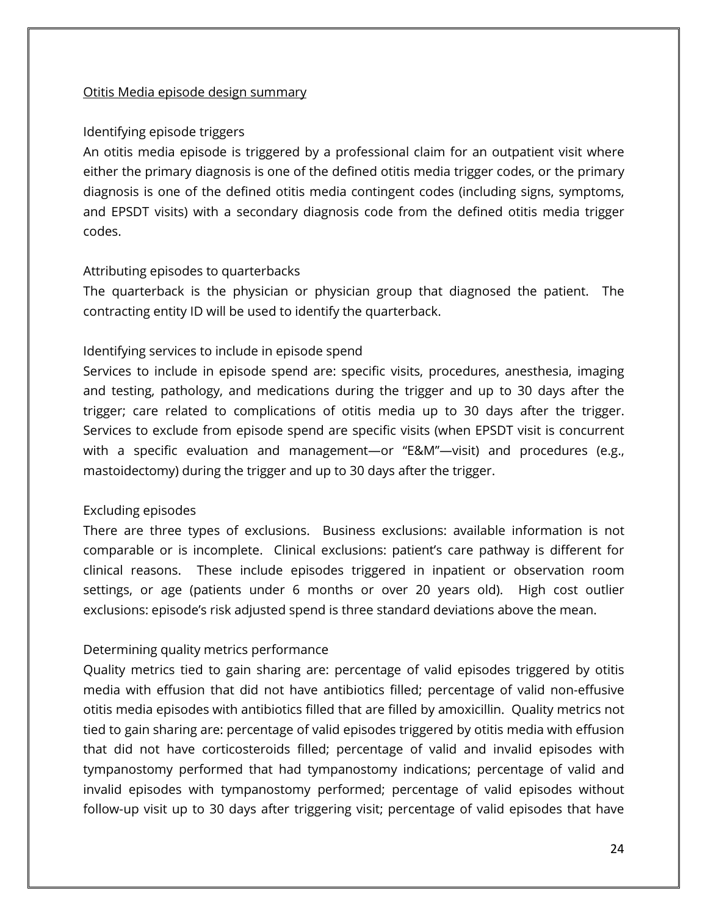<u>Otitis Media episode design summary</u>

Identifying episode triggers

An otitis media episode is triggered by a professional claim for an outpatient visit where either the primary diagnosis is one of the defined otitis media trigger codes, or the primary diagnosis is one of the defined otitis media contingent codes (including signs, symptoms, and EPSDT visits) with a secondary diagnosis code from the defined otitis media trigger codes.

Attributing episodes to quarterbacks

The quarterback is the physician or physician group that diagnosed the patient. The contracting entity ID will be used to identify the quarterback.

Identifying services to include in episode spend

Services to include in episode spend are: specific visits, procedures, anesthesia, imaging and testing, pathology, and medications during the trigger and up to 30 days after the trigger; care related to complications of otitis media up to 30 days after the trigger. Services to exclude from episode spend are specific visits (when EPSDT visit is concurrent with a specific evaluation and management—or "E&M"—visit) and procedures (e.g., mastoidectomy) during the trigger and up to 30 days after the trigger.

Excluding episodes

There are three types of exclusions. Business exclusions: available information is not comparable or is incomplete. Clinical exclusions: patient's care pathway is different for clinical reasons. These include episodes triggered in inpatient or observation room settings, or age (patients under 6 months or over 20 years old). High cost outlier exclusions: episode's risk adjusted spend is three standard deviations above the mean.

Determining quality metrics performance

Quality metrics tied to gain sharing are: percentage of valid episodes triggered by otitis media with effusion that did not have antibiotics filled; percentage of valid non-effusive otitis media episodes with antibiotics filled that are filled by amoxicillin. Quality metrics not tied to gain sharing are: percentage of valid episodes triggered by otitis media with effusion that did not have corticosteroids filled; percentage of valid and invalid episodes with tympanostomy performed that had tympanostomy indications; percentage of valid and invalid episodes with tympanostomy performed; percentage of valid episodes without follow-up visit up to 30 days after triggering visit; percentage of valid episodes that have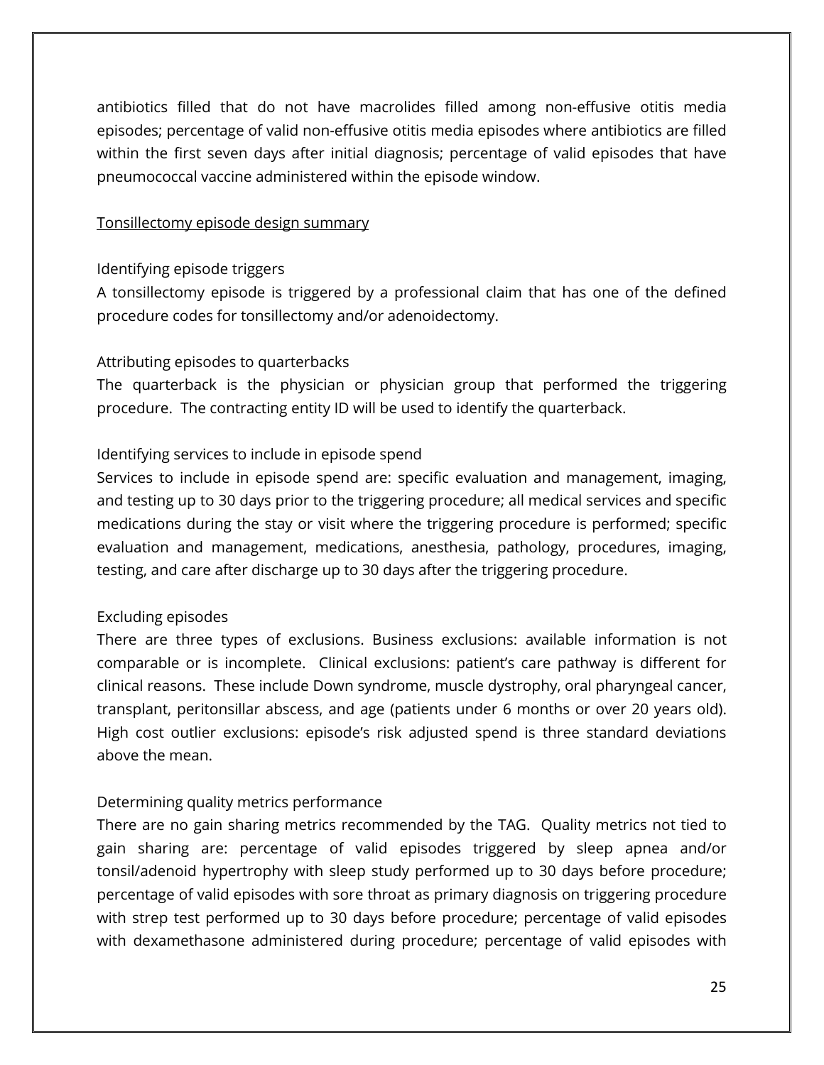antibiotics filled that do not have macrolides filled among non-effusive otitis media episodes; percentage of valid non-effusive otitis media episodes where antibiotics are filled within the first seven days after initial diagnosis; percentage of valid episodes that have pneumococcal vaccine administered within the episode window.

<u>Tonsillectomy episode design summary</u>

Identifying episode triggers

A tonsillectomy episode is triggered by a professional claim that has one of the defined procedure codes for tonsillectomy and/or adenoidectomy.

Attributing episodes to quarterbacks

The quarterback is the physician or physician group that performed the triggering procedure. The contracting entity ID will be used to identify the quarterback.

Identifying services to include in episode spend

Services to include in episode spend are: specific evaluation and management, imaging, and testing up to 30 days prior to the triggering procedure; all medical services and specific medications during the stay or visit where the triggering procedure is performed; specific evaluation and management, medications, anesthesia, pathology, procedures, imaging, testing, and care after discharge up to 30 days after the triggering procedure.

Excluding episodes

There are three types of exclusions. Business exclusions: available information is not comparable or is incomplete. Clinical exclusions: patient's care pathway is different for clinical reasons. These include Down syndrome, muscle dystrophy, oral pharyngeal cancer, transplant, peritonsillar abscess, and age (patients under 6 months or over 20 years old). High cost outlier exclusions: episode's risk adjusted spend is three standard deviations above the mean.

Determining quality metrics performance

There are no gain sharing metrics recommended by the TAG. Quality metrics not tied to gain sharing are: percentage of valid episodes triggered by sleep apnea and/or tonsil/adenoid hypertrophy with sleep study performed up to 30 days before procedure; percentage of valid episodes with sore throat as primary diagnosis on triggering procedure with strep test performed up to 30 days before procedure; percentage of valid episodes with dexamethasone administered during procedure; percentage of valid episodes with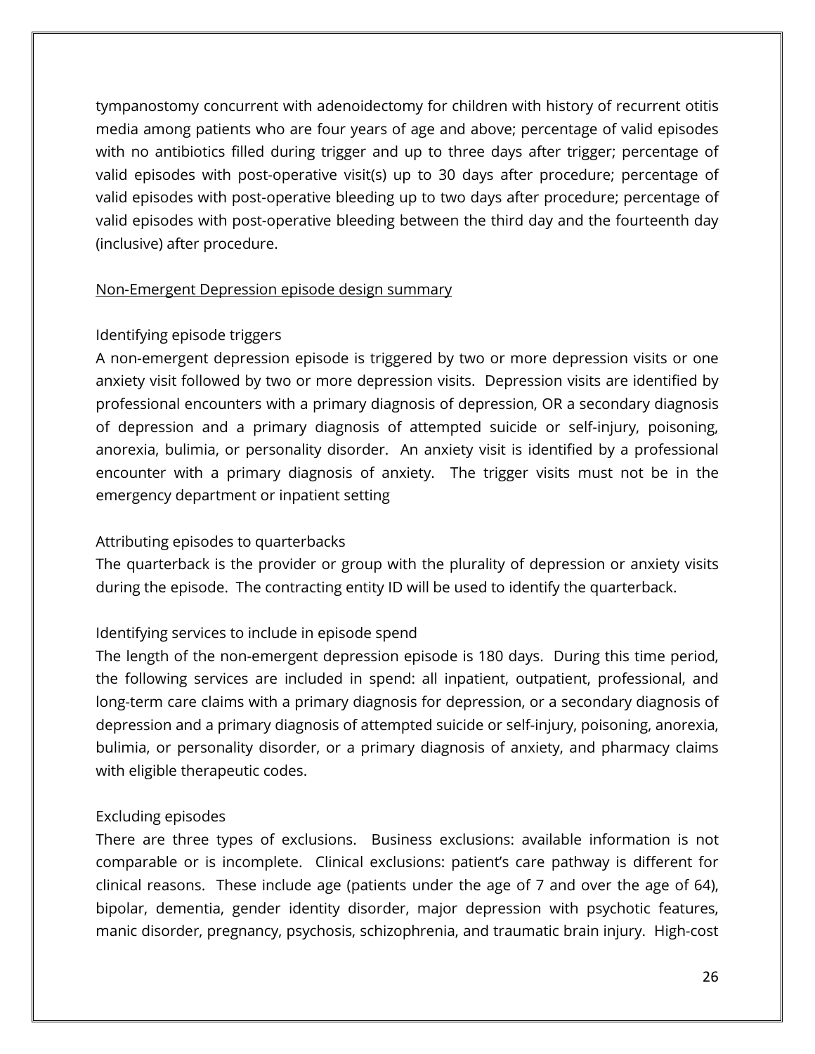tympanostomy concurrent with adenoidectomy for children with history of recurrent otitis media among patients who are four years of age and above; percentage of valid episodes with no antibiotics filled during trigger and up to three days after trigger; percentage of valid episodes with post-operative visit(s) up to 30 days after procedure; percentage of valid episodes with post-operative bleeding up to two days after procedure; percentage of valid episodes with post-operative bleeding between the third day and the fourteenth day (inclusive) after procedure.

<u>Non-Emergent Depression episode design summary</u>

Identifying episode triggers
A non-emergent depression episode is triggered by two or more depression visits or one anxiety visit followed by two or more depression visits. Depression visits are identified by professional encounters with a primary diagnosis of depression, OR a secondary diagnosis of depression and a primary diagnosis of attempted suicide or self-injury, poisoning, anorexia, bulimia, or personality disorder. An anxiety visit is identified by a professional encounter with a primary diagnosis of anxiety. The trigger visits must not be in the emergency department or inpatient setting

Attributing episodes to quarterbacks
The quarterback is the provider or group with the plurality of depression or anxiety visits during the episode. The contracting entity ID will be used to identify the quarterback.

Identifying services to include in episode spend
The length of the non-emergent depression episode is 180 days. During this time period, the following services are included in spend: all inpatient, outpatient, professional, and long-term care claims with a primary diagnosis for depression, or a secondary diagnosis of depression and a primary diagnosis of attempted suicide or self-injury, poisoning, anorexia, bulimia, or personality disorder, or a primary diagnosis of anxiety, and pharmacy claims with eligible therapeutic codes.

Excluding episodes
There are three types of exclusions. Business exclusions: available information is not comparable or is incomplete. Clinical exclusions: patient's care pathway is different for clinical reasons. These include age (patients under the age of 7 and over the age of 64), bipolar, dementia, gender identity disorder, major depression with psychotic features, manic disorder, pregnancy, psychosis, schizophrenia, and traumatic brain injury. High-cost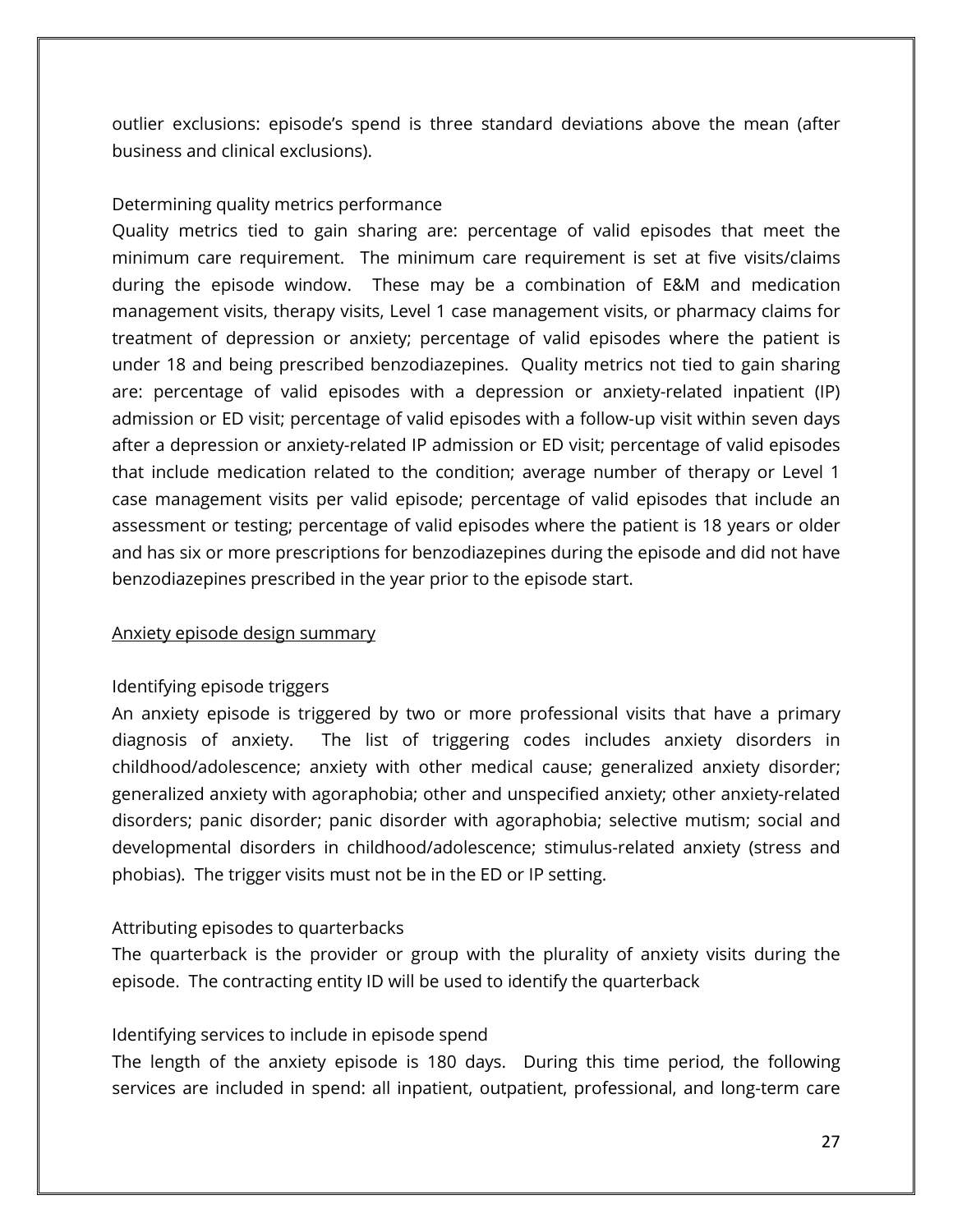outlier exclusions: episode's spend is three standard deviations above the mean (after business and clinical exclusions).

Determining quality metrics performance

Quality metrics tied to gain sharing are: percentage of valid episodes that meet the minimum care requirement. The minimum care requirement is set at five visits/claims during the episode window. These may be a combination of E&M and medication management visits, therapy visits, Level 1 case management visits, or pharmacy claims for treatment of depression or anxiety; percentage of valid episodes where the patient is under 18 and being prescribed benzodiazepines. Quality metrics not tied to gain sharing are: percentage of valid episodes with a depression or anxiety-related inpatient (IP) admission or ED visit; percentage of valid episodes with a follow-up visit within seven days after a depression or anxiety-related IP admission or ED visit; percentage of valid episodes that include medication related to the condition; average number of therapy or Level 1 case management visits per valid episode; percentage of valid episodes that include an assessment or testing; percentage of valid episodes where the patient is 18 years or older and has six or more prescriptions for benzodiazepines during the episode and did not have benzodiazepines prescribed in the year prior to the episode start.

<u>Anxiety episode design summary</u>

Identifying episode triggers

An anxiety episode is triggered by two or more professional visits that have a primary diagnosis of anxiety. The list of triggering codes includes anxiety disorders in childhood/adolescence; anxiety with other medical cause; generalized anxiety disorder; generalized anxiety with agoraphobia; other and unspecified anxiety; other anxiety-related disorders; panic disorder; panic disorder with agoraphobia; selective mutism; social and developmental disorders in childhood/adolescence; stimulus-related anxiety (stress and phobias). The trigger visits must not be in the ED or IP setting.

Attributing episodes to quarterbacks

The quarterback is the provider or group with the plurality of anxiety visits during the episode. The contracting entity ID will be used to identify the quarterback

Identifying services to include in episode spend

The length of the anxiety episode is 180 days. During this time period, the following services are included in spend: all inpatient, outpatient, professional, and long-term care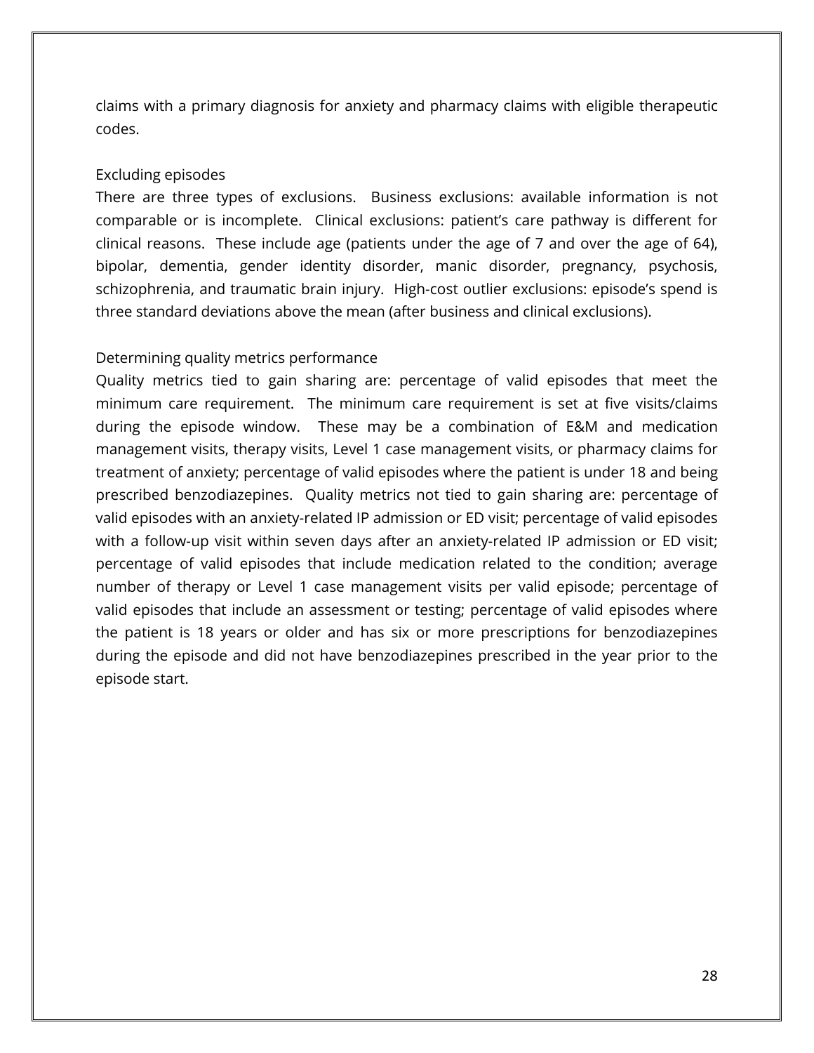claims with a primary diagnosis for anxiety and pharmacy claims with eligible therapeutic codes.

Excluding episodes

There are three types of exclusions. Business exclusions: available information is not comparable or is incomplete. Clinical exclusions: patient's care pathway is different for clinical reasons. These include age (patients under the age of 7 and over the age of 64), bipolar, dementia, gender identity disorder, manic disorder, pregnancy, psychosis, schizophrenia, and traumatic brain injury. High-cost outlier exclusions: episode's spend is three standard deviations above the mean (after business and clinical exclusions).

Determining quality metrics performance

Quality metrics tied to gain sharing are: percentage of valid episodes that meet the minimum care requirement. The minimum care requirement is set at five visits/claims during the episode window. These may be a combination of E&M and medication management visits, therapy visits, Level 1 case management visits, or pharmacy claims for treatment of anxiety; percentage of valid episodes where the patient is under 18 and being prescribed benzodiazepines. Quality metrics not tied to gain sharing are: percentage of valid episodes with an anxiety-related IP admission or ED visit; percentage of valid episodes with a follow-up visit within seven days after an anxiety-related IP admission or ED visit; percentage of valid episodes that include medication related to the condition; average number of therapy or Level 1 case management visits per valid episode; percentage of valid episodes that include an assessment or testing; percentage of valid episodes where the patient is 18 years or older and has six or more prescriptions for benzodiazepines during the episode and did not have benzodiazepines prescribed in the year prior to the episode start.